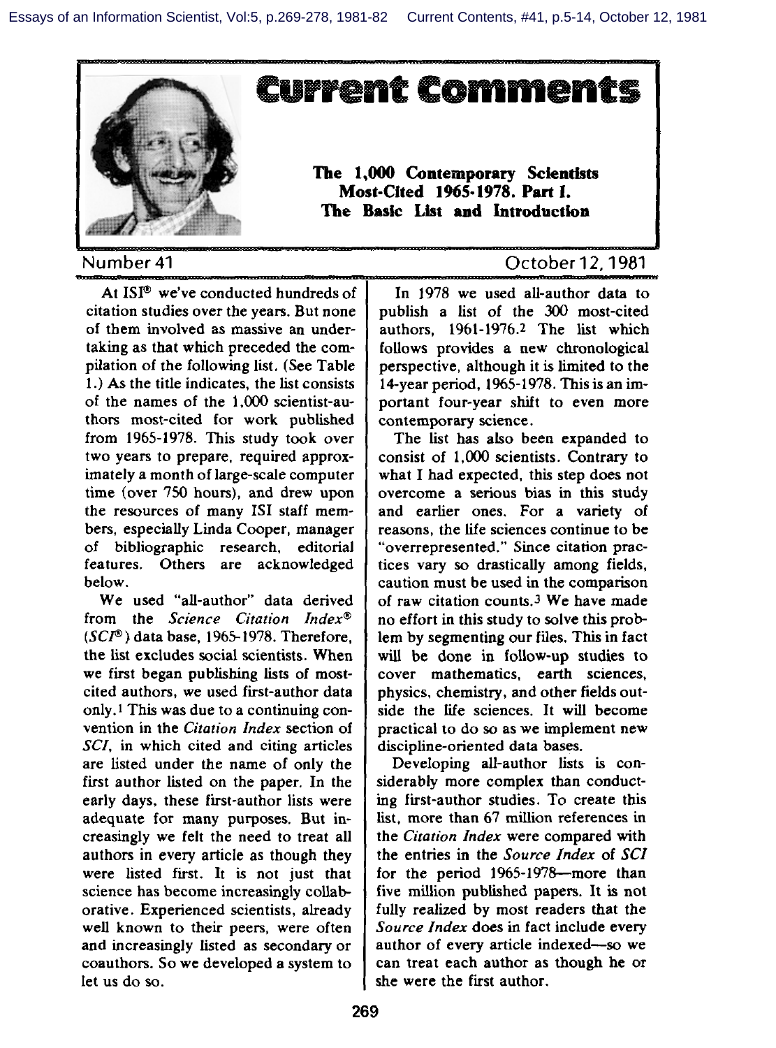# Current Comments

**The 1,000 Contemporary Scientists Most-Cited 1965-1978. Part I. The Basic List and Introduction**

Number 41 — October 12, 1981

At ISI® we've conducted hundreds of citation studies over the years. But none of them involved as massive an undertaking as that which preceded the compilation of the following list. (See Table 1.) As the title indicates, the list consists of the names of the 1,000 scientist-authors most-cited for work published from 1965-1978. This study took over two years to prepare, required approximately a month of large-scale computer time (over 750 hours), and drew upon the resources of many ISI staff members, especially Linda Cooper, manager of bibliographic research, editorial features. Others are acknowledged below.

We used "all-author" data derived from the *Science Citation Index*® (*SCI*®) data base, 1965-1978. Therefore, the list excludes social scientists. When we first began publishing lists of most-cited authors, we used first-author data only.[1] This was due to a continuing convention in the *Citation Index* section of *SCI*, in which cited and citing articles are listed under the name of only the first author listed on the paper. In the early days, these first-author lists were adequate for many purposes. But increasingly we felt the need to treat all authors in every article as though they were listed first. It is not just that science has become increasingly collaborative. Experienced scientists, already well known to their peers, were often and increasingly listed as secondary or coauthors. So we developed a system to let us do so.

In 1978 we used all-author data to publish a list of the 300 most-cited authors, 1961-1976.[2] The list which follows provides a new chronological perspective, although it is limited to the 14-year period, 1965-1978. This is an important four-year shift to even more contemporary science.

The list has also been expanded to consist of 1,000 scientists. Contrary to what I had expected, this step does not overcome a serious bias in this study and earlier ones. For a variety of reasons, the life sciences continue to be "overrepresented." Since citation practices vary so drastically among fields, caution must be used in the comparison of raw citation counts.[3] We have made no effort in this study to solve this problem by segmenting our files. This in fact will be done in follow-up studies to cover mathematics, earth sciences, physics, chemistry, and other fields outside the life sciences. It will become practical to do so as we implement new discipline-oriented data bases.

Developing all-author lists is considerably more complex than conducting first-author studies. To create this list, more than 67 million references in the *Citation Index* were compared with the entries in the *Source Index* of *SCI* for the period 1965-1978—more than five million published papers. It is not fully realized by most readers that the *Source Index* does in fact include every author of every article indexed—so we can treat each author as though he or she were the first author.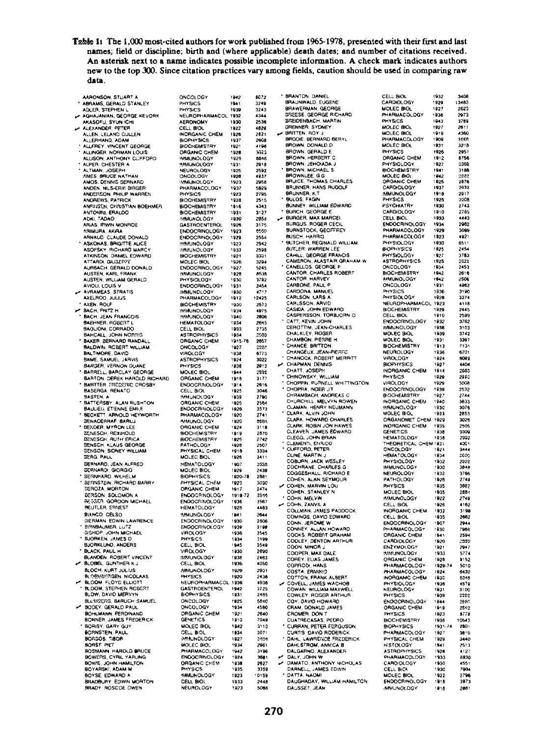**Table 1:** The 1,000 most-cited authors for work published from 1965-1978, presented with their first and last names; field or discipline; birth and (where applicable) death dates; and number of citations received. An asterisk next to a name indicates possible incomplete information. A check mark indicates authors new to the top 300. Since citation practices vary among fields, caution should be used in comparing raw data.

| Name | Field | Born | Citations |
|---|---|---|---|
| AARONSON, STUART A | ONCOLOGY | 1942 | 6072 |
| * ABRAMS, GERALD STANLEY | PHYSICS | 1941 | 3249 |
| ADLER, STEPHEN L | PHYSICS | 1939 | 3243 |
| ✓ AGHAJANIAN, GEORGE KEVORK | NEUROPHARMACOL | 1932 | 4344 |
| AKASOFU, SYUN ICHI | AERONOMY | 1930 | 2536 |
| ✓ ALEXANDER, PETER | CELL BIOL | 1922 | 4829 |
| ALLEN, LELAND CULLEN | INORGANIC CHEM | 1926 | 2821 |
| ALLERHAND, ADAM | BIOPHYSICS | 1937 | 2608 |
| * ALLFREY, VINCENT GEORGE | BIOCHEMISTRY | 1921 | 4196 |
| * ALLINGER, NORMAN LOUIS | ORGANIC CHEM | 1928 | 3023 |
| ALLISON, ANTHONY CLIFFORD | IMMUNOLOGY | 1925 | 6846 |
| * ALPER, CHESTER A | IMMUNOLOGY | 1931 | 2918 |
| * ALTMAN, JOSEPH | NEUROLOGY | 1925 | 2592 |
| AMES, BRUCE NATHAN | ONCOLOGY | 1928 | 4937 |
| AMOS, DENNIS BERNARD | IMMUNOLOGY | 1923 | 2958 |
| ANDEN, NILS-ERIK BIRGER | PHARMACOLOGY | 1937 | 5929 |
| ANDERSON, PHILIP WARREN | PHYSICS | 1923 | 2795 |
| ANDREWS, PATRICK | BIOCHEMISTRY | 1928 | 2515 |
| ANFINSEN, CHRISTIAN BOEHMER | BIOCHEMISTRY | 1916 | 4343 |
| ANTONINI, ERALDO | BIOCHEMISTRY | 1931 | 3127 |
| AOKI, TADAO | IMMUNOLOGY | 1930 | 2854 |
| ARIAS, IRWIN MONROE | GASTROENTEROL | 1926 | 3175 |
| ARIMURA, AKIRA | ENDOCRINOLOGY | 1923 | 5550 |
| ARNAUD, CLAUDE DONALD | ENDOCRINOLOGY | 1929 | 2554 |
| * ASKONAS, BRIGITTE ALICE | IMMUNOLOGY | 1923 | 2542 |
| ASOFSKY, RICHARD MARCY | IMMUNOLOGY | 1933 | 2598 |
| ATKINSON, DANIEL EDWARD | BIOCHEMISTRY | 1921 | 3301 |
| ATTARDI, GIUSEPPE | MOLEC BIOL | 1926 | 3294 |
| AURBACH, GERALD DONALD | ENDOCRINOLOGY | 1927 | 5245 |
| AUSTEN, KARL FRANK | IMMUNOLOGY | 1928 | 8535 |
| AUSTEN, WILLIAM GERALD | PHYSIOLOGY | 1930 | 3792 |
| AVIOLI, LOUIS V | ENDOCRINOLOGY | 1931 | 2454 |
| ✓ AVRAMEAS, STRATIS | IMMUNOLOGY | 1930 | 4717 |
| AXELROD, JULIUS | PHARMACOLOGY | 1912 | 12425 |
| * AXEN, ROLF | BIOCHEMISTRY | 1930 | 2573 |
| ✓ BACH, FRITZ H | IMMUNOLOGY | 1934 | 4975 |
| * BACH, JEAN FRANCOIS | IMMUNOLOGY | 1940 | 2806 |
| BAEHNER, ROBERT L | HEMATOLOGY | 1934 | 2645 |
| BAGLIONI, CORRADO | CELL BIOL | 1933 | 2735 |
| BAHCALL, JOHN NORRIS | ASTROPHYSICS | 1934 | 2580 |
| * BAKER, BERNARD RANDALL | ORGANIC CHEM | 1915-76 | 2657 |
| BALDWIN, ROBERT WILLIAM | ONCOLOGY | 1927 | 2222 |
| BALTIMORE, DAVID | VIROLOGY | 1938 | 6773 |
| BAME, SAMUEL JARVIS | ASTROPHYSICS | 1924 | 3022 |
| BARGER, VERNON DUANE | PHYSICS | 1938 | 2913 |
| * BARRELL, BARCLAY GEORGE | MOLEC BIOL | 1944 | 2592 |
| BARTON, DEREK HAROLD RICHARD | ORGANIC CHEM | 1918 | 3177 |
| * BARTTER, FREDERIC CROSBY | ENDOCRINOLOGY | 1914 | 2816 |
| BASERGA, RENATO | CELL BIOL | 1925 | 3046 |
| BASTEN, A | IMMUNOLOGY | 1939 | 2790 |
| * BATTERSBY, ALAN RUSHTON | ORGANIC CHEM | 1925 | 2564 |
| BAULIEU, ETIENNE EMILE | ENDOCRINOLOGY | 1926 | 3573 |
| * BECKETT, ARNOLD HEYWORTH | PHARMACOLOGY | 1920 | 2741 |
| BENACERRAF, BARUJ | IMMUNOLOGY | 1920 | 8684 |
| * BENDER, MYRON LEE | ORGANIC CHEM | 1924 | 3118 |
| BENESCH, REINHOLD | BIOCHEMISTRY | 1919 | 2870 |
| BENESCH, RUTH ERICA | BIOCHEMISTRY | 1925 | 2742 |
| BENSCH, KLAUS GEORGE | PATHOLOGY | 1928 | 2507 |
| BENSON, SIDNEY WILLIAM | PHYSICAL CHEM | 1918 | 3334 |
| BERG, PAUL | MOLEC BIOL | 1926 | 3411 |
| BERNARD, JEAN ALFRED | HEMATOLOGY | 1907 | 3558 |
| BERNARDI, GIORGIO | MOLEC BIOL | 1929 | 2438 |
| * BERNHARD, WILHELM | BIOPHYSICS | 1920-78 | 2881 |
| * BERNSTEIN, RICHARD BARRY | PHYSICAL CHEM | 1923 | 3030 |
| BEROZA, MORTON | ORGANIC CHEM | 1917 | 2474 |
| BERSON, SOLOMON A | ENDOCRINOLOGY | 1918-72 | 3946 |
| BESSER, GORDON MICHAEL | ENDOCRINOLOGY | 1936 | 3567 |
| BEUTLER, ERNEST | HEMATOLOGY | 1928 | 4483 |
| BIANCO, CELSO | IMMUNOLOGY | 1941 | 2644 |
| BIERMAN, EDWIN LAWRENCE | ENDOCRINOLOGY | 1930 | 2606 |
| * BIRNBAUMER, LUTZ | ENDOCRINOLOGY | 1939 | 3198 |
| BISHOP, JOHN MICHAEL | VIROLOGY | 1936 | 3545 |
| * BJORKEN, JAMES D | PHYSICS | 1934 | 3199 |
| BJORKLUND, ANDERS | CELL BIOL | 1945 | 3549 |
| * BLACK, PAUL H | VIROLOGY | 1930 | 2690 |
| BLANDEN, ROBERT VINCENT | IMMUNOLOGY | 1938 | 2463 |
| ✓ BLOBEL, GUNTHER K J | CELL BIOL | 1936 | 4050 |
| BLOCH, KURT JULIUS | IMMUNOLOGY | 1929 | 2931 |
| BLOEMBERGEN, NICOLAAS | PHYSICS | 1920 | 2438 |
| ✓ BLOOM, FLOYD ELLIOTT | NEUROPHARMACOL | 1936 | 4938 |
| * BLOOM, STEPHEN ROBERT | GASTROENTEROL | 1942 | 3725 |
| BLOW, DAVID MERVYN | BIOPHYSICS | 1931 | 2465 |
| BLUMBERG, BARUCH SAMUEL | ONCOLOGY | 1925 | 5840 |
| ✓ BODEY, GERALD PAUL | ONCOLOGY | 1934 | 4580 |
| BOHLMANN, FERDINAND | ORGANIC CHEM | 1921 | 2640 |
| BONNER, JAMES FREDERICK | GENETICS | 1910 | 7049 |
| * BORISY, GARY GUY | MOLEC BIOL | 1942 | 3110 |
| BORNSTEIN, PAUL | CELL BIOL | 1934 | 3071 |
| BORSOS, TIBOR | IMMUNOLOGY | 1927 | 3404 |
| BORST, PIET | MOLEC BIOL | 1934 | 2661 |
| BOSMANN, HAROLD BRUCE | PHARMACOLOGY | 1942 | 3196 |
| BOWERS, CYRIL YARLING | ENDOCRINOLOGY | 1924 | 3681 |
| BOWIE, JOHN HAMILTON | ORGANIC CHEM | 1938 | 2627 |
| BOYARSKI, ADAM M | PHYSICS | 1935 | 3359 |
| BOYSE, EDWARD A | IMMUNOLOGY | 1923 | 10159 |
| BRADBURY, EDWIN MORTON | CELL BIOL | 1933 | 2448 |
| BRADY, ROSCOE OWEN | NEUROLOGY | 1923 | 5086 |
| * BRANTON, DANIEL | CELL BIOL | 1932 | 3408 |
| BRAUNWALD, EUGENE | CARDIOLOGY | 1929 | 13483 |
| BRAWERMAN, GEORGE | MOLEC BIOL | 1927 | 2623 |
| BREESE, GEORGE RICHARD | PHARMACOLOGY | 1936 | 2973 |
| BREIDENBACH, MARTIN | PHYSICS | 1943 | 3789 |
| BRENNER, SYDNEY | MOLEC BIOL | 1927 | 2611 |
| ✓ BRITTEN, ROY J | MOLEC BIOL | 1919 | 4360 |
| BRODIE, BERNARD BERYL | PHARMACOLOGY | 1909 | 5668 |
| BROWN, DONALD D | MOLEC BIOL | 1931 | 3218 |
| BROWN, GERALD E | PHYSICS | 1926 | 2957 |
| BROWN, HERBERT C | ORGANIC CHEM | 1912 | 8756 |
| BROWN, JEHOIADA J | PHYSIOLOGY | 1927 | 3308 |
| * BROWN, MICHAEL S | BIOCHEMISTRY | 1941 | 3188 |
| BROWNLEE, G G | MOLEC BIOL | 1942 | 2222 |
| BRUICE, THOMAS CHARLES | ORGANIC CHEM | 1925 | 2876 |
| BRUNNER, HANS RUDOLF | CARDIOLOGY | 1937 | 2632 |
| BRUNNER, K T | IMMUNOLOGY | 1918 | 2917 |
| * BULOS, FAGIN | PHYSICS | 1925 | 3608 |
| BUNNEY, WILLIAM EDWARD | PSYCHIATRY | 1930 | 2743 |
| * BURCH, GEORGE E | CARDIOLOGY | 1910 | 2765 |
| ✓ BURGER, MAX MARCEL | CELL BIOL | 1933 | 4443 |
| BURGUS, ROGER CECIL | ENDOCRINOLOGY | 1934 | 2962 |
| BURNSTOCK, GEOFFREY | PHARMACOLOGY | 1929 | 3099 |
| BUSCH, HARRIS | PHARMACOLOGY | 1923 | 4921 |
| * BUTCHER, REGINALD WILLIAM | PHYSIOLOGY | 1930 | 6511 |
| BUTLER, WARREN LEE | BIOPHYSICS | 1925 | 2454 |
| CAHILL, GEORGE FRANCIS | PHYSIOLOGY | 1927 | 3783 |
| CAMERON, ALASTAIR GRAHAM W | ASTROPHYSICS | 1925 | 2523 |
| * CANELLOS, GEORGE P | ONCOLOGY | 1934 | 2453 |
| CANTOR, CHARLES ROBERT | BIOCHEMISTRY | 1942 | 2618 |
| CANTOR, HARVEY | IMMUNOLOGY | 1942 | 2508 |
| CARBONE, PAUL P | ONCOLOGY | 1931 | 4962 |
| CARDONA, MANUEL | PHYSICS | 1936 | 3190 |
| CARLSON, LARS A | PHYSIOLOGY | 1928 | 3374 |
| CARLSSON, ARVID | NEUROPHARMACOL | 1923 | 4118 |
| CASIDA, JOHN EDWARD | BIOCHEMISTRY | 1929 | 2445 |
| CASPERSSON, TORBJORN O | CELL BIOL | 1910 | 2599 |
| * CATT, KEVIN JOHN | ENDOCRINOLOGY | 1932 | 3762 |
| CEROTTINI, JEAN-CHARLES | IMMUNOLOGY | 1938 | 3103 |
| CHALKLEY, ROGER | MOLEC BIOL | 1939 | 3742 |
| CHAMBON, PIERRE H | MOLEC BIOL | 1931 | 3397 |
| * CHANCE, BRITTON | BIOCHEMISTRY | 1913 | 7131 |
| CHANGEUX, JEAN-PIERRE | NEUROLOGY | 1936 | 6701 |
| * CHANOCK, ROBERT MERRITT | VIROLOGY | 1924 | 6069 |
| ✓ CHAPMAN, DENNIS | BIOPHYSICS | 1927 | 4404 |
| CHATT, JOSEPH | INORGANIC CHEM | 1914 | 2685 |
| * CHINOWSKY, WILLIAM | PHYSICS | 1929 | 2883 |
| * CHOPPIN, PURNELL WHITTINGTON | VIROLOGY | 1929 | 3008 |
| * CHOPRA, INDER JIT | ENDOCRINOLOGY | 1939 | 2532 |
| CHRAMBACH, ANDREAS C | BIOCHEMISTRY | 1927 | 2744 |
| CHURCHILL, MELVYN ROWEN | INORGANIC CHEM | 1940 | 3633 |
| CLAMAN, HENRY NEUMANN | IMMUNOLOGY | 1930 | 3076 |
| * CLARK, ALVIN JOHN | MOLEC BIOL | 1933 | 2853 |
| CLARK, HOWARD CHARLES | ORGANOMET CHEM | 1929 | 3026 |
| CLARK, ROBIN JON HAWES | INORGANIC CHEM | 1935 | 2505 |
| CLEAVER, JAMES EDWARD | GENETICS | 1938 | 3309 |
| CLEGG, JOHN BRIAN | HEMATOLOGY | 1936 | 2992 |
| * CLEMENTI, ENRICO | THEORETICAL CHEM | 1931 | 4001 |
| * CLIFFORD, PETER | ONCOLOGY | 1921 | 3444 |
| CLINE, MARTIN J | HEMATOLOGY | 1934 | 2600 |
| COBURN, JACK WESLEY | PHYSIOLOGY | 1932 | 2922 |
| COCHRANE, CHARLES G | IMMUNOLOGY | 1930 | 3848 |
| COGGESHALL, RICHARD E | NEUROLOGY | 1932 | 3766 |
| COHEN, ALAN SEYMOUR | PATHOLOGY | 1926 | 2749 |
| ✓ COHEN, MARVIN LOU | PHYSICS | 1935 | 3882 |
| COHEN, STANLEY N | MOLEC BIOL | 1935 | 2884 |
| * COHN, MELVIN | IMMUNOLOGY | 1922 | 2749 |
| ✓ COHN, ZANVIL A | CELL BIOL | 1926 | 4162 |
| COLLMAN, JAMES PADDOCK | INORGANIC CHEM | 1932 | 3198 |
| COMINGS, DAVID EDWARD | CELL BIOL | 1935 | 2862 |
| CONN, JEROME W | ENDOCRINOLOGY | 1907 | 2944 |
| CONNEY, ALLAN HOWARD | PHARMACOLOGY | 1930 | 7988 |
| COOKS, ROBERT GRAHAM | ORGANIC CHEM | 1941 | 2594 |
| COOLEY, DENTON ARTHUR | CARDIOLOGY | 1920 | 2552 |
| COON, MINOR J | ENZYMOLOGY | 1921 | 2947 |
| COOPER, MAX DALE | IMMUNOLOGY | 1933 | 5774 |
| COREY, ELIAS JAMES | ORGANIC CHEM | 1928 | 9152 |
| CORRODI, HANS | PHARMACOLOGY | 1929-74 | 5010 |
| COSTA, ERMINIO | PHARMACOLOGY | 1924 | 6430 |
| COTTON, FRANK ALBERT | INORGANIC CHEM | 1930 | 8348 |
| ✓ COVELL, JAMES WACHOB | PHYSIOLOGY | 1936 | 4579 |
| COWAN, WILLIAM MAXWELL | NEUROLOGY | 1931 | 3100 |
| COWLEY, ROGER ARTHUR | PHYSICS | 1939 | 2222 |
| COY, DAVID HOWARD | ENDOCRINOLOGY | 1944 | 2666 |
| CRAM, DONALD JAMES | ORGANIC CHEM | 1919 | 2640 |
| CROMER, DON T | PHYSICS | 1923 | 8778 |
| CUATRECASAS, PEDRO | BIOCHEMISTRY | 1936 | 10543 |
| * CURRAN, PETER FERGUSON | BIOPHYSICS | 1931-74 | 2801 |
| CURTIS, DAVID RODERICK | PHARMACOLOGY | 1927 | 3819 |
| * DAHL, LAWRENCE FREDERICK | PHYSICAL CHEM | 1929 | 3440 |
| DAHLSTROM, ANNICA B | HISTOLOGY | 1941 | 2513 |
| DALGARNO, ALEXANDER | ASTROPHYSICS | 1928 | 4127 |
| ✓ DALY, JOHN W | PHARMACOLOGY | 1933 | 6930 |
| ✓ DAMATO, ANTHONY NICHOLAS | CARDIOLOGY | 1930 | 4551 |
| DARNELL, JAMES EDWIN | CELL BIOL | 1930 | 7904 |
| * DATTA, NAOMI | MOLEC BIOL | 1922 | 2796 |
| DAUGHADAY, WILLIAM HAMILTON | ENDOCRINOLOGY | 1918 | 3973 |
| DAUSSET, JEAN | IMMUNOLOGY | 1916 | 2861 |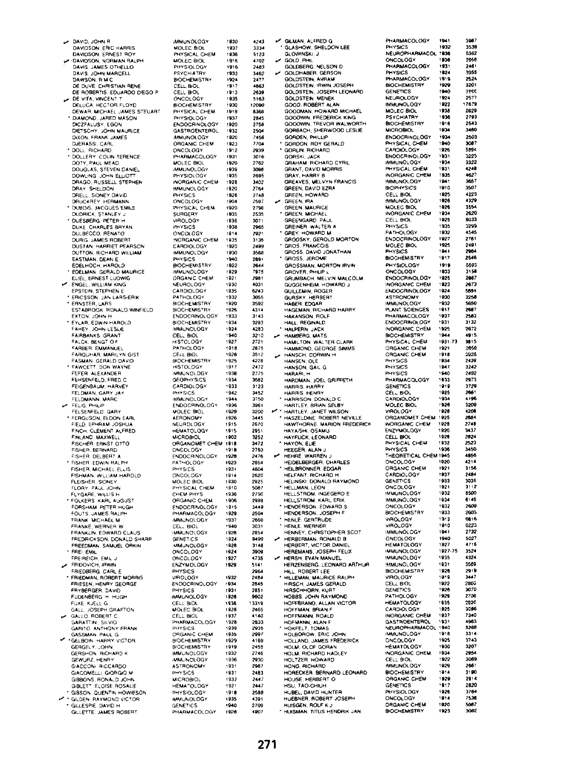| | Name | Field | Year | No. |
|---|---|---|---|---|
| ✓ | DAVID, JOHN R | IMMUNOLOGY | 1930 | 4243 |
| | DAVIDSON, ERIC HARRIS | MOLEC BIOL | 1937 | 3334 |
| | DAVIDSON, ERNEST ROY | PHYSICAL CHEM | 1936 | 5123 |
| ✓ | DAVIDSON, NORMAN RALPH | MOLEC BIOL | 1916 | 4702 |
| | DAVIS, JAMES OTHELLO | PHYSIOLOGY | 1916 | 2483 |
| | DAVIS, JOHN MARCELL | PSYCHIATRY | 1933 | 3462 |
| | DAWSON, R M C | BIOCHEMISTRY | 1924 | 2477 |
| | DE DUVE, CHRISTIAN RENE | CELL BIOL | 1917 | 4663 |
| | DE ROBERTIS, EDUARDO DIEGO P | CELL BIOL | 1913 | 2639 |
| ✓ | DE VITA, VINCENT T | ONCOLOGY | 1935 | 5163 |
| | DELUCA, HECTOR FLOYD | BIOCHEMISTRY | 1930 | 12090 |
| | DEWAR, MICHAEL JAMES STEUART | PHYSICAL CHEM | 1918 | 8368 |
| * | DIAMOND, JARED MASON | PHYSIOLOGY | 1937 | 2845 |
| | DICZFALUSY, EGON | ENDOCRINOLOGY | 1920 | 2758 |
| | DIETSCHY, JOHN MAURICE | GASTROENTEROL | 1932 | 2504 |
| | DIXON, FRANK JAMES | IMMUNOLOGY | 1920 | 7456 |
| | DJERASSI, CARL | ORGANIC CHEM | 1923 | 7704 |
| * | DOLL, RICHARD | ONCOLOGY | 1912 | 2939 |
| * | DOLLERY, COLIN TERENCE | PHARMACOLOGY | 1931 | 3016 |
| | DOTY, PAUL MEAD | MOLEC BIOL | 1920 | 2762 |
| | DOUGLAS, STEVEN DANIEL | IMMUNOLOGY | 1939 | 3098 |
| | DOWLING, JOHN ELLIOTT | PHYSIOLOGY | 1935 | 2695 |
| | DRAGO, RUSSELL STEPHEN | INORGANIC CHEM | 1928 | 3402 |
| | DRAY, SHELDON | IMMUNOLOGY | 1920 | 2764 |
| | DRELL, SIDNEY DAVID | PHYSICS | 1926 | 2748 |
| | DRUCKREY, HERMANN | ONCOLOGY | 1904 | 2597 |
| * | DUBOIS, JACQUES EMILE | PHYSICAL CHEM | 1920 | 2798 |
| | DUDRICK, STANLEY J | SURGERY | 1935 | 2535 |
| * | DUESBERG, PETER H | VIROLOGY | 1936 | 3071 |
| | DUKE, CHARLES BRYAN | PHYSICS | 1938 | 2965 |
| | DULBECCO, RENATO | ONCOLOGY | 1914 | 2921 |
| | DURIG, JAMES ROBERT | INORGANIC CHEM | 1935 | 3135 |
| | DUSTAN, HARRIET PEARSON | CARDIOLOGY | 1920 | 2499 |
| | DUTTON, RICHARD WILLIAM | IMMUNOLOGY | 1930 | 3568 |
| | EASTMAN, DEAN E | PHYSICS | 1940 | 2891 |
| | EDELHOCH, HAROLD | BIOCHEMISTRY | 1922 | 2644 |
| * | EDELMAN, GERALD MAURICE | IMMUNOLOGY | 1929 | 7975 |
| | ELIEL, ERNEST LUDWIG | ORGANIC CHEM | 1921 | 2981 |
| ✓ | ENGEL, WILLIAM KING | NEUROLOGY | 1930 | 4031 |
| | EPSTEIN, STEPHEN E | CARDIOLOGY | 1935 | 6243 |
| * | ERICSSON, JAN LARS-ERIK | PATHOLOGY | 1932 | 3055 |
| * | ERNSTER, LARS | BIOCHEMISTRY | 1920 | 3592 |
| | ESTABROOK, RONALD WINFIELD | BIOCHEMISTRY | 1926 | 4314 |
| | EXTON, JOHN H | ENDOCRINOLOGY | 1933 | 3143 |
| * | EYLAR, EDWIN HAROLD | BIOCHEMISTRY | 1934 | 3293 |
| | FAHEY, JOHN LESLIE | IMMUNOLOGY | 1924 | 4283 |
| | FAIRBANKS, GRANT | CELL BIOL | 1940 | 3210 |
| | FALCK, BENGT O F | HISTOLOGY | 1927 | 2721 |
| | FARBER, EMMANUEL | PATHOLOGY | 1918 | 2875 |
| | FARQUHAR, MARILYN GIST | CELL BIOL | 1928 | 3512 |
| | FASMAN, GERALD DAVID | BIOCHEMISTRY | 1925 | 4228 |
| * | FAWCETT, DON WAYNE | HISTOLOGY | 1917 | 2472 |
| | FEFER, ALEXANDER | IMMUNOLOGY | 1938 | 2775 |
| | FEHSENFELD, FRED C | GEOPHYSICS | 1934 | 3682 |
| | FEIGENBAUM, HARVEY | CARDIOLOGY | 1933 | 3123 |
| | FELDMAN, GARY JAY | PHYSICS | 1942 | 3452 |
| | FELDMANN, MARC | IMMUNOLOGY | 1944 | 3750 |
| ✓ | FELIG, PHILIP | ENDOCRINOLOGY | 1936 | 3961 |
| | FELSENFELD, GARY | MOLEC BIOL | 1929 | 3200 |
| * | FERGUSON, ELDON EARL | AERONOMY | 1926 | 3445 |
| | FIELD, EPHRAIM JOSHUA | NEUROLOGY | 1915 | 2670 |
| | FINCH, CLEMENT ALFRED | HEMATOLOGY | 1915 | 2951 |
| | FINLAND, MAXWELL | MICROBIOL | 1902 | 3252 |
| | FISCHER, ERNST OTTO | ORGANOMET CHEM | 1918 | 3472 |
| | FISHER, BERNARD | ONCOLOGY | 1918 | 2763 |
| | FISHER, DELBERT A | ENDOCRINOLOGY | 1928 | 2476 |
| * | FISHER, EDWIN RALPH | PATHOLOGY | 1923 | 2854 |
| | FISHER, MICHAEL ELLIS | PHYSICS | 1931 | 4604 |
| | FISHMAN, WILLIAM HAROLD | ONCOLOGY | 1914 | 2620 |
| | FLEISHER, SIDNEY | MOLEC BIOL | 1930 | 2925 |
| | FLORY, PAUL JOHN | PHYSICAL CHEM | 1910 | 5087 |
| | FLYGARE, WILLIS H | CHEM PHYS | 1936 | 2790 |
| * | FOLKERS, KARL AUGUST | ORGANIC CHEM | 1906 | 2999 |
| | FORSHAM, PETER HUGH | ENDOCRINOLOGY | 1915 | 3449 |
| | FOUTS, JAMES RALPH | PHARMACOLOGY | 1929 | 2504 |
| | FRANK, MICHAEL M | IMMUNOLOGY | 1937 | 2698 |
| | FRANKE, WERNER W | CELL BIOL | 1940 | 3031 |
| | FRANKLIN, EDWARD CLAUS | IMMUNOLOGY | 1928 | 2854 |
| | FREDRICKSON, DONALD SHARP | GENETICS | 1924 | 8499 |
| | FREEDMAN, SAMUEL ORKIN | IMMUNOLOGY | 1928 | 3148 |
| * | FREI, EMIL | ONCOLOGY | 1924 | 3909 |
| | FREIREICH, EMIL J | ONCOLOGY | 1927 | 4735 |
| ✓ | FRIDOVICH, IRWIN | ENZYMOLOGY | 1929 | 5141 |
| | FRIEDBERG, CARL E | PHYSICS | | 2964 |
| * | FRIEDMAN, ROBERT MORRIS | VIROLOGY | 1932 | 2484 |
| | FRIESEN, HENRY GEORGE | ENDOCRINOLOGY | 1934 | 2845 |
| | FRYBERGER, DAVID | PHYSICS | 1931 | 2851 |
| | FUDENBERG, H HUGH | IMMUNOLOGY | 1928 | 9602 |
| | FUXE, KJELL G | CELL BIOL | 1938 | 13319 |
| | GALL, JOSEPH GRAFTON | MOLEC BIOL | 1928 | 2465 |
| ✓ | GALLO, ROBERT C | CELL BIOL | 1937 | 4140 |
| | GARATTINI, SILVIO | PHARMACOLOGY | 1928 | 2833 |
| | GARITO, ANTHONY FRANK | PHYSICS | 1939 | 2935 |
| | GASSMAN, PAUL G | ORGANIC CHEM | 1935 | 2997 |
| ✓ * | GELBOIN, HARRY VICTOR | BIOCHEMISTRY | 1929 | 4169 |
| | GERGELY, JOHN | BIOCHEMISTRY | 1919 | 2455 |
| | GERSHON, RICHARD K | IMMUNOLOGY | 1932 | 2746 |
| | GEWURZ, HENRY | IMMUNOLOGY | 1936 | 2930 |
| | GIACCONI, RICCARDO | ASTRONOMY | 1931 | 2987 |
| | GIACOMELLI, GIORGIO M | PHYSICS | 1931 | 2483 |
| | GIBBONS, RONALD JOHN | MICROBIOL | 1932 | 2447 |
| | GIBLETT, ELOISE ROSALIE | HEMATOLOGY | 1921 | 2447 |
| * | GIBSON, QUENTIN HOWIESON | PHYSIOLOGY | 1918 | 2588 |
| ✓ * | GILDEN, RAYMOND VICTOR | IMMUNOLOGY | 1935 | 4391 |
| * | GILLESPIE, DAVID H | GENETICS | 1940 | 2709 |
| | GILLETTE, JAMES ROBERT | PHARMACOLOGY | 1928 | 4907 |
| ✓ | GILMAN, ALFRED G | PHARMACOLOGY | 1941 | 3987 |
| * | GLASHOW, SHELDON LEE | PHYSICS | 1932 | 3539 |
| | GLOWINSKI, J | NEUROPHARMACOL | 1936 | 5362 |
| ✓ | GOLD, PHIL | ONCOLOGY | 1936 | 3558 |
| | GOLDBERG, NELSON D | PHARMACOLOGY | 1931 | 2461 |
| ✓ | GOLDHABER, GERSON | PHYSICS | 1924 | 3955 |
| | GOLDSTEIN, AVRAM | PHARMACOLOGY | 1919 | 2524 |
| | GOLDSTEIN, IRWIN JOSEPH | BIOCHEMISTRY | 1929 | 3201 |
| | GOLDSTEIN, JOSEPH LEONARD | GENETICS | 1940 | 3955 |
| | GOLDSTEIN, MENEK | NEUROLOGY | 1924 | 2577 |
| | GOOD, ROBERT ALAN | IMMUNOLOGY | 1922 | 17679 |
| | GOODMAN, HOWARD MICHAEL | MOLEC BIOL | 1938 | 2629 |
| | GOODWIN, FREDERICK KING | PSYCHIATRY | 1936 | 2793 |
| | GOODWIN, TREVOR WALWORTH | BIOCHEMISTRY | 1916 | 2543 |
| | GORBACH, SHERWOOD LESLIE | MICROBIOL | 1934 | 3460 |
| | GORDEN, PHILLIP | ENDOCRINOLOGY | 1934 | 2503 |
| * | GORDON, ROY GERALD | PHYSICAL CHEM | 1940 | 3087 |
| * | GORLIN, RICHARD | CARDIOLOGY | 1926 | 5894 |
| | GORSKI, JACK | ENDOCRINOLOGY | 1931 | 3225 |
| | GRAHAM, RICHARD CYRIL | IMMUNOLOGY | 1934 | 3322 |
| | GRANT, DAVID MORRIS | PHYSICAL CHEM | 1931 | 4248 |
| | GRAY, HARRY B | INORGANIC CHEM | 1935 | 4627 |
| | GREAVES, MELVYN FRANCIS | IMMUNOLOGY | 1941 | 3657 |
| | GREEN, DAVID EZRA | BIOPHYSICS | 1910 | 3507 |
| | GREEN, HOWARD | CELL BIOL | 1925 | 4223 |
| ✓ | GREEN, IRA | IMMUNOLOGY | 1928 | 4329 |
| | GREEN, MAURICE | MOLEC BIOL | 1926 | 3554 |
| * | GREEN, MICHAEL | INORGANIC CHEM | 1934 | 2620 |
| | GREENGARD, PAUL | CELL BIOL | 1925 | 8033 |
| | GREINER, WALTER A | PHYSICS | 1935 | 3299 |
| * | GREY, HOWARD M | PATHOLOGY | 1932 | 4545 |
| | GRODSKY, GEROLD MORTON | ENDOCRINOLOGY | 1927 | 2761 |
| * | GROS, FRANCOIS | MOLEC BIOL | 1925 | 2491 |
| | GROSS, DAVID JONATHAN | PHYSICS | 1941 | 2984 |
| * | GROSS, JEROME | BIOCHEMISTRY | 1917 | 2546 |
| | GROSSMAN, MORTON IRVIN | PHYSIOLOGY | 1919 | 5593 |
| | GROVER, PHILIP L | ONCOLOGY | 1933 | 3158 |
| | GRUMBACH, MELVIN MALCOLM | ENDOCRINOLOGY | 1925 | 2867 |
| | GUGGENHEIM, HOWARD J | INORGANIC CHEM | 1923 | 2673 |
| | GUILLEMIN, ROGER | ENDOCRINOLOGY | 1924 | 5884 |
| | GURSKY, HERBERT | ASTRONOMY | 1930 | 3258 |
| | HABER, EDGAR | IMMUNOLOGY | 1932 | 5650 |
| | HAGEMAN, RICHARD HARRY | PLANT SCIENCES | 1917 | 2687 |
| | HAKANSON, ROLF | PHARMACOLOGY | 1937 | 2583 |
| | HALL, REGINALD | ENDOCRINOLOGY | 1931 | 3132 |
| * | HALPERN, JACK | INORGANIC CHEM | 1925 | 2672 |
| ✓ | HAMBERG, MATS | BIOCHEMISTRY | 1944 | 4915 |
| | HAMILTON, WALTER CLARK | PHYSICAL CHEM | 1931-73 | 3815 |
| | HAMMOND, GEORGE SIMMS | ORGANIC CHEM | 1921 | 2956 |
| ✓ | HANSCH, CORWIN H | ORGANIC CHEM | 1918 | 3928 |
| | HANSEN, OLE | PHYSICS | 1934 | 2439 |
| | HANSON, GAIL G | PHYSICS | 1947 | 3242 |
| | HARARI, H | PHYSICS | 1940 | 2492 |
| | HARDMAN, JOEL GRIFFETH | PHARMACOLOGY | 1933 | 2973 |
| | HARRIS, HARRY | GENETICS | 1919 | 3729 |
| | HARRIS, HENRY | CELL BIOL | 1925 | 2661 |
| * | HARRISON, DONALD C | CARDIOLOGY | 1934 | 4196 |
| | HARTLEY, BRIAN SELBY | MOLEC BIOL | 1926 | 3209 |
| ✓ * | HARTLEY, JANET WILSON | VIROLOGY | 1928 | 4208 |
| * | HASZELDINE, ROBERT NEVILLE | ORGANOMET CHEM | 1925 | 2684 |
| | HAWTHORNE, MARION FREDERICK | INORGANIC CHEM | 1928 | 2748 |
| | HAYAISHI, OSAMU | ENZYMOLOGY | 1920 | 3437 |
| | HAYFLICK, LEONARD | CELL BIOL | 1928 | 2824 |
| * | HAYON, ELIE | PHYSICAL CHEM | 1932 | 2523 |
| | HEEGER, ALAN J | PHYSICS | 1936 | 3450 |
| ✓ | HEHRE, WARREN J | THEORETICAL CHEM | 1945 | 4856 |
| | HEIDELBERGER, CHARLES | ONCOLOGY | 1920 | 4214 |
| * | HEILBRONNER, EDGAR | ORGANIC CHEM | 1921 | 3156 |
| | HELFANT, RICHARD H | CARDIOLOGY | 1937 | 2484 |
| | HELINSKI, DONALD RAYMOND | GENETICS | 1933 | 3035 |
| * | HELLMAN, LEON | ONCOLOGY | 1921 | 3112 |
| | HELLSTROM, INGEGERD E | IMMUNOLOGY | 1932 | 6500 |
| | HELLSTROM, KARL ERIK | IMMUNOLOGY | 1934 | 6145 |
| * | HENDERSON, EDWARD S | ONCOLOGY | 1932 | 2609 |
| | HENDERSON, JOSEPH F | BIOCHEMISTRY | 1933 | 2605 |
| * | HENLE, GERTRUDE | VIROLOGY | 1912 | 6816 |
| * | HENLE, WERNER | VIROLOGY | 1910 | 6223 |
| | HENNEY, CHRISTOPHER SCOT | IMMUNOLOGY | 1941 | 2732 |
| ✓ | HERBERMAN, RONALD B | ONCOLOGY | 1940 | 5027 |
| | HERBERT, VICTOR DANIEL | HEMATOLOGY | 1927 | 4716 |
| | HEREMANS, JOSEPH FELIX | IMMUNOLOGY | 1927-75 | 3524 |
| ✓ | HERSH, EVAN MANUEL | IMMUNOLOGY | 1935 | 4324 |
| | HERZENBERG, LEONARD ARTHUR | IMMUNOLOGY | 1931 | 3569 |
| | HILL, ROBERT LEE | BIOCHEMISTRY | 1928 | 2919 |
| * | HILLEMAN, MAURICE RALPH | VIROLOGY | 1919 | 3447 |
| | HIRSCH, JAMES GERALD | CELL BIOL | 1922 | 2803 |
| | HIRSCHHORN, KURT | GENETICS | 1926 | 3070 |
| | HOBBS, JOHN RAYMOND | PATHOLOGY | 1929 | 2708 |
| | HOFFBRAND, ALLAN VICTOR | HEMATOLOGY | 1935 | 2826 |
| | HOFFMAN, BRIAN F | CARDIOLOGY | 1925 | 3086 |
| | HOFFMANN, ROALD | INORGANIC CHEM | 1937 | 7340 |
| | HOFMANN, ALAN F | GASTROENTEROL | 1931 | 4963 |
| * | HOKFELT, TOMAS | NEUROPHARMACOL | 1940 | 8268 |
| | HOLBOROW, ERIC JOHN | IMMUNOLOGY | 1918 | 3314 |
| | HOLLAND, JAMES FREDERICK | ONCOLOGY | 1925 | 3743 |
| | HOLM, OLOF GORAN | HEMATOLOGY | 1930 | 3207 |
| | HOLM, RICHARD HADLEY | INORGANIC CHEM | 1934 | 2954 |
| | HOLTZER, HOWARD | CELL BIOL | 1922 | 3069 |
| | HONG, RICHARD | IMMUNOLOGY | 1929 | 2661 |
| | HORECKER, BERNARD LEONARD | BIOCHEMISTRY | 1914 | 3190 |
| | HOUSE, HERBERT O | ORGANIC CHEM | 1929 | 2914 |
| | HSU, TAO-CHIUH | GENETICS | 1917 | 2820 |
| | HUBEL, DAVID HUNTER | PHYSIOLOGY | 1926 | 3764 |
| | HUEBNER, ROBERT JOSEPH | ONCOLOGY | 1914 | 7536 |
| | HUISGEN, ROLF K J | ORGANIC CHEM | 1920 | 5067 |
| * | HUISMAN, TITUS HENDRIK JAN | BIOCHEMISTRY | 1923 | 3082 |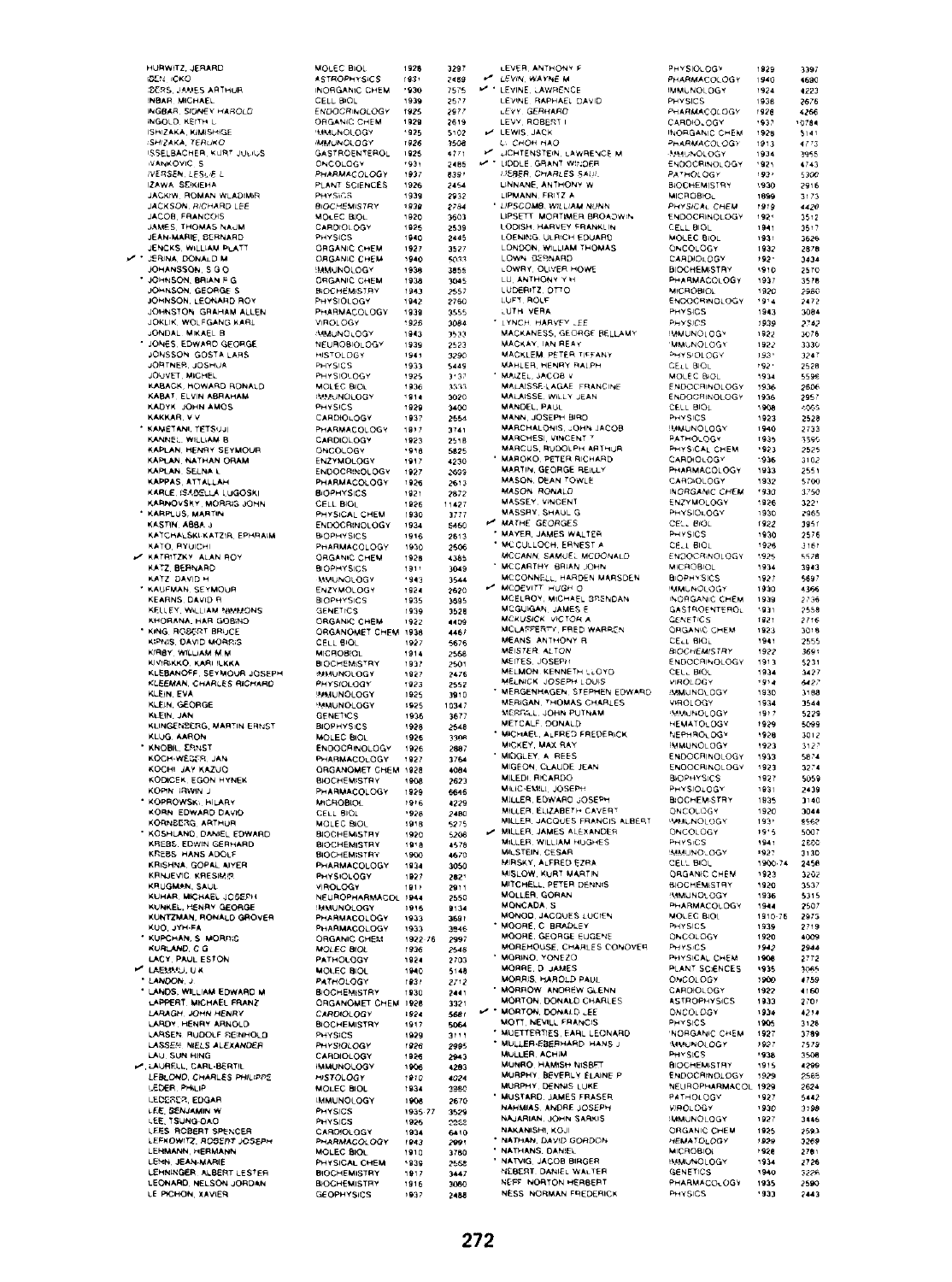| Name | Field | Year | No. |
|---|---|---|---|
| HURWITZ, JERARD | MOLEC BIOL | 1928 | 3297 |
| IBEN, ICKO | ASTROPHYSICS | 1931 | 2469 |
| IBERS, JAMES ARTHUR | INORGANIC CHEM | 1930 | 7575 |
| INBAR, MICHAEL | CELL BIOL | 1939 | 2577 |
| INGBAR, SIDNEY HAROLD | ENDOCRINOLOGY | 1925 | 2977 |
| INGOLD, KEITH L | ORGANIC CHEM | 1929 | 2619 |
| ISHIZAKA, KIMISHIGE | IMMUNOLOGY | 1925 | 5102 |
| ISHIZAKA, TERUKO | IMMUNOLOGY | 1926 | 3506 |
| ISSELBACHER, KURT JULIUS | GASTROENTEROL | 1925 | 4771 |
| IVANKOVIC, S | ONCOLOGY | 1931 | 2485 |
| IVERSEN, LESLIE L | PHARMACOLOGY | 1937 | 8397 |
| IZAWA, SEIKICHI | PLANT SCIENCES | 1926 | 2454 |
| JACKIW, ROMAN WLADIMIR | PHYSICS | 1939 | 2932 |
| JACKSON, RICHARD LEE | BIOCHEMISTRY | 1939 | 2784 |
| JACOB, FRANCOIS | MOLEC BIOL | 1920 | 3603 |
| JAMES, THOMAS NAUM | CARDIOLOGY | 1925 | 2539 |
| JEAN-MARIE, BERNARD | PHYSICS | 1940 | 2445 |
| JENCKS, WILLIAM PLATT | ORGANIC CHEM | 1927 | 3527 |
| ✓ * JERINA, DONALD M | ORGANIC CHEM | 1940 | 5033 |
| JOHANSSON, S G O | IMMUNOLOGY | 1938 | 3855 |
| * JOHNSON, BRIAN F G | ORGANIC CHEM | 1938 | 3045 |
| JOHNSON, GEORGE S | BIOCHEMISTRY | 1943 | 2557 |
| JOHNSON, LEONARD ROY | PHYSIOLOGY | 1942 | 2760 |
| JOHNSTON, GRAHAM ALLEN | PHARMACOLOGY | 1939 | 3555 |
| JOKLIK, WOLFGANG KARL | VIROLOGY | 1926 | 3084 |
| JONDAL, MIKAEL B | IMMUNOLOGY | 1943 | 3533 |
| * JONES, EDWARD GEORGE | NEUROBIOLOGY | 1939 | 2523 |
| JONSSON, GOSTA LARS | HISTOLOGY | 1941 | 3290 |
| JORTNER, JOSHUA | PHYSICS | 1933 | 5449 |
| JOUVET, MICHEL | PHYSIOLOGY | 1925 | 3137 |
| KABACK, HOWARD RONALD | MOLEC BIOL | 1936 | 3333 |
| KABAT, ELVIN ABRAHAM | IMMUNOLOGY | 1914 | 3020 |
| KADYK, JOHN AMOS | PHYSICS | 1929 | 3400 |
| KAKKAR, V V | CARDIOLOGY | 1937 | 2554 |
| * KAMETANI, TETSUJI | PHARMACOLOGY | 1917 | 3741 |
| KANNEL, WILLIAM B | CARDIOLOGY | 1923 | 2518 |
| KAPLAN, HENRY SEYMOUR | ONCOLOGY | 1918 | 5825 |
| KAPLAN, NATHAN ORAM | ENZYMOLOGY | 1917 | 4230 |
| KAPLAN, SELNA L | ENDOCRINOLOGY | 1927 | 2699 |
| KAPPAS, ATTALLAH | PHARMACOLOGY | 1926 | 2613 |
| KARLE, ISABELLA LUGOSKI | BIOPHYSICS | 1921 | 2872 |
| KARNOVSKY, MORRIS JOHN | CELL BIOL | 1926 | 11427 |
| * KARPLUS, MARTIN | PHYSICAL CHEM | 1930 | 3777 |
| KASTIN, ABBA J | ENDOCRINOLOGY | 1934 | 5450 |
| KATCHALSKI-KATZIR, EPHRAIM | BIOPHYSICS | 1916 | 2613 |
| KATO, RYUICHI | PHARMACOLOGY | 1930 | 2506 |
| ✓ KATRITZKY, ALAN ROY | ORGANIC CHEM | 1928 | 4385 |
| KATZ, BERNARD | BIOPHYSICS | 1911 | 3049 |
| KATZ, DAVID H | IMMUNOLOGY | 1943 | 3544 |
| * KAUFMAN, SEYMOUR | ENZYMOLOGY | 1924 | 2620 |
| KEARNS, DAVID R | BIOPHYSICS | 1935 | 3695 |
| KELLEY, WILLIAM NIMMONS | GENETICS | 1939 | 3528 |
| KHORANA, HAR GOBIND | ORGANIC CHEM | 1922 | 4409 |
| * KING, ROBERT BRUCE | ORGANOMET CHEM | 1938 | 4467 |
| KIRNIS, DAVID MORRIS | CELL BIOL | 1927 | 5676 |
| KIRBY, WILLIAM M M | MICROBIOL | 1914 | 2568 |
| KIVIRIKKO, KARI ILKKA | BIOCHEMISTRY | 1937 | 2501 |
| KLEBANOFF, SEYMOUR JOSEPH | IMMUNOLOGY | 1927 | 2476 |
| KLEEMAN, CHARLES RICHARD | PHYSIOLOGY | 1923 | 2552 |
| KLEIN, EVA | IMMUNOLOGY | 1925 | 3910 |
| KLEIN, GEORGE | IMMUNOLOGY | 1925 | 10347 |
| KLEIN, JAN | GENETICS | 1936 | 3677 |
| KLINGENBERG, MARTIN ERNST | BIOPHYSICS | 1928 | 2548 |
| KLUG, AARON | MOLEC BIOL | 1926 | 3308 |
| * KNOBIL, ERNST | ENDOCRINOLOGY | 1926 | 2887 |
| KOCH-WESER, JAN | PHARMACOLOGY | 1927 | 3764 |
| KOCHI, JAY KAZUO | ORGANOMET CHEM | 1928 | 4084 |
| KODICEK, EGON HYNEK | BIOCHEMISTRY | 1908 | 2623 |
| KOPIN, IRWIN J | PHARMACOLOGY | 1929 | 6646 |
| * KOPROWSKI, HILARY | MICROBIOL | 1916 | 4229 |
| KORN, EDWARD DAVID | CELL BIOL | 1928 | 2480 |
| KORNBERG, ARTHUR | MOLEC BIOL | 1918 | 5275 |
| * KOSHLAND, DANIEL EDWARD | BIOCHEMISTRY | 1920 | 5206 |
| KREBS, EDWIN GERHARD | BIOCHEMISTRY | 1918 | 4578 |
| KREBS, HANS ADOLF | BIOCHEMISTRY | 1900 | 4670 |
| KRISHNA, GOPAL AIYER | PHARMACOLOGY | 1934 | 3050 |
| KRNJEVIC, KRESIMIR | PHYSIOLOGY | 1927 | 2821 |
| KRUGMAN, SAUL | VIROLOGY | 1911 | 2911 |
| KUHAR, MICHAEL JOSEPH | NEUROPHARMACOL | 1944 | 2550 |
| KUNKEL, HENRY GEORGE | IMMUNOLOGY | 1916 | 9134 |
| KUNTZMAN, RONALD GROVER | PHARMACOLOGY | 1933 | 3691 |
| KUO, JYH-FA | PHARMACOLOGY | 1933 | 3946 |
| * KUPCHAN, S MORRIS | ORGANIC CHEM | 1922-76 | 2997 |
| KURLAND, C G | MOLEC BIOL | 1936 | 2546 |
| LACY, PAUL ESTON | PATHOLOGY | 1924 | 2703 |
| ✓ LAEMMLI, U K | MOLEC BIOL | 1940 | 5148 |
| * LANDON, J | PATHOLOGY | 1937 | 2712 |
| * LANDS, WILLIAM EDWARD M | BIOCHEMISTRY | 1930 | 2441 |
| LAPPERT, MICHAEL FRANZ | ORGANOMET CHEM | 1928 | 3321 |
| LARAGH, JOHN HENRY | CARDIOLOGY | 1924 | 5687 |
| LARDY, HENRY ARNOLD | BIOCHEMISTRY | 1917 | 5064 |
| LARSEN, RUDOLF REINHOLD | PHYSICS | 1929 | 3111 |
| LASSEN, NIELS ALEXANDER | PHYSIOLOGY | 1926 | 2995 |
| LAU, SUN HING | CARDIOLOGY | 1926 | 2943 |
| ✓ LAURELL, CARL-BERTIL | IMMUNOLOGY | 1906 | 4283 |
| LEBLOND, CHARLES PHILIPPE | HISTOLOGY | 1910 | 4024 |
| LEDER, PHILIP | MOLEC BIOL | 1934 | 3980 |
| LEDERER, EDGAR | IMMUNOLOGY | 1908 | 2670 |
| LEE, BENJAMIN W | PHYSICS | 1935-77 | 3529 |
| LEE, TSUNG-DAO | PHYSICS | 1926 | 2393 |
| LEES, ROBERT SPENCER | CARDIOLOGY | 1934 | 6410 |
| LEFKOWITZ, ROBERT JOSEPH | PHARMACOLOGY | 1943 | 2991 |
| LEHMANN, HERMANN | MOLEC BIOL | 1910 | 3780 |
| LEHN, JEAN-MARIE | PHYSICAL CHEM | 1939 | 2558 |
| LEHNINGER, ALBERT LESTER | BIOCHEMISTRY | 1917 | 3447 |
| LEONARD, NELSON JORDAN | BIOCHEMISTRY | 1916 | 3080 |
| LE PICHON, XAVIER | GEOPHYSICS | 1937 | 2488 |
| LEVER, ANTHONY F | PHYSIOLOGY | 1929 | 3397 |
| ✓ LEVIN, WAYNE M | PHARMACOLOGY | 1940 | 4680 |
| ✓ * LEVINE, LAWRENCE | IMMUNOLOGY | 1924 | 4223 |
| LEVINE, RAPHAEL DAVID | PHYSICS | 1938 | 2676 |
| LEVY, GERHARD | PHARMACOLOGY | 1928 | 4266 |
| LEVY, ROBERT I | CARDIOLOGY | 1937 | 10784 |
| ✓ LEWIS, JACK | INORGANIC CHEM | 1928 | 5141 |
| LI, CHOH HAO | PHARMACOLOGY | 1913 | 4773 |
| ✓ LICHTENSTEIN, LAWRENCE M | IMMUNOLOGY | 1934 | 3955 |
| ✓ * LIDDLE, GRANT WINDER | ENDOCRINOLOGY | 1921 | 4743 |
| LIEBER, CHARLES SAUL | PATHOLOGY | 1931 | 5300 |
| LINNANE, ANTHONY W | BIOCHEMISTRY | 1930 | 2916 |
| LIPMANN, FRITZ A | MICROBIOL | 1899 | 3173 |
| * LIPSCOMB, WILLIAM NUNN | PHYSICAL CHEM | 1919 | 4420 |
| LIPSETT, MORTIMER BROADWIN | ENDOCRINOLOGY | 1921 | 3512 |
| LODISH, HARVEY FRANKLIN | CELL BIOL | 1941 | 3517 |
| LOENING, ULRICH EDUARD | MOLEC BIOL | 1931 | 3626 |
| LONDON, WILLIAM THOMAS | ONCOLOGY | 1932 | 2878 |
| LOWN, BERNARD | CARDIOLOGY | 1921 | 3434 |
| LOWRY, OLIVER HOWE | BIOCHEMISTRY | 1910 | 2570 |
| LU, ANTHONY Y H | PHARMACOLOGY | 1937 | 3578 |
| LUDERITZ, OTTO | MICROBIOL | 1920 | 2980 |
| LUFT, ROLF | ENDOCRINOLOGY | 1914 | 2472 |
| LUTH, VERA | PHYSICS | 1943 | 3084 |
| * LYNCH, HARVEY LEE | PHYSICS | 1939 | 2742 |
| MACKANESS, GEORGE BELLAMY | IMMUNOLOGY | 1922 | 3076 |
| MACKAY, IAN REAY | IMMUNOLOGY | 1922 | 3330 |
| MACKLEM, PETER TIFFANY | PHYSIOLOGY | 1931 | 3247 |
| MAHLER, HENRY RALPH | CELL BIOL | 1921 | 2528 |
| * MAIZEL, JACOB V | MOLEC BIOL | 1934 | 5598 |
| MALAISSE-LAGAE, FRANCINE | ENDOCRINOLOGY | 1936 | 2606 |
| MALAISSE, WILLY JEAN | ENDOCRINOLOGY | 1936 | 2957 |
| MANDEL, PAUL | CELL BIOL | 1908 | 4065 |
| MANN, JOSEPH BIRD | PHYSICS | 1923 | 2528 |
| MARCHALONIS, JOHN JACOB | IMMUNOLOGY | 1940 | 2733 |
| MARCHESI, VINCENT T | PATHOLOGY | 1935 | 3595 |
| MARCUS, RUDOLPH ARTHUR | PHYSICAL CHEM | 1923 | 2525 |
| * MAROKO, PETER RICHARD | CARDIOLOGY | 1936 | 3102 |
| MARTIN, GEORGE REILLY | PHARMACOLOGY | 1933 | 2551 |
| MASON, DEAN TOWLE | CARDIOLOGY | 1932 | 5700 |
| MASON, RONALD | INORGANIC CHEM | 1930 | 3750 |
| MASSEY, VINCENT | ENZYMOLOGY | 1926 | 3221 |
| MASSRY, SHAUL G | PHYSIOLOGY | 1930 | 2965 |
| ✓ MATHE, GEORGES | CELL BIOL | 1922 | 3951 |
| * MAYER, JAMES WALTER | PHYSICS | 1930 | 2576 |
| * MCCULLOCH, ERNEST A | CELL BIOL | 1926 | 3161 |
| MCCANN, SAMUEL MCDONALD | ENDOCRINOLOGY | 1925 | 5528 |
| * MCCARTHY, BRIAN JOHN | MICROBIOL | 1934 | 3943 |
| MCCONNELL, HARDEN MARSDEN | BIOPHYSICS | 1927 | 5697 |
| * MCDEVITT, HUGH O | IMMUNOLOGY | 1930 | 4366 |
| MCELROY, MICHAEL BRENDAN | INORGANIC CHEM | 1939 | 2736 |
| MCGUIGAN, JAMES E | GASTROENTEROL | 1931 | 2558 |
| MCKUSICK, VICTOR A | GENETICS | 1921 | 2716 |
| MCLAFFERTY, FRED WARREN | ORGANIC CHEM | 1923 | 3018 |
| MEANS, ANTHONY R | CELL BIOL | 1941 | 2555 |
| MEISTER, ALTON | BIOCHEMISTRY | 1922 | 3691 |
| MEITES, JOSEPH | ENDOCRINOLOGY | 1913 | 5231 |
| MELMON, KENNETH LLOYD | CELL BIOL | 1934 | 3427 |
| MELNICK, JOSEPH LOUIS | VIROLOGY | 1914 | 6427 |
| * MERGENHAGEN, STEPHEN EDWARD | IMMUNOLOGY | 1930 | 3188 |
| MERIGAN, THOMAS CHARLES | VIROLOGY | 1934 | 3544 |
| MERRILL, JOHN PUTNAM | IMMUNOLOGY | 1917 | 5229 |
| METCALF, DONALD | HEMATOLOGY | 1929 | 5099 |
| * MICHAEL, ALFRED FREDERICK | NEPHROLOGY | 1928 | 3012 |
| MICKEY, MAX RAY | IMMUNOLOGY | 1923 | 3127 |
| * MIDGLEY, A REES | ENDOCRINOLOGY | 1933 | 5874 |
| MIGEON, CLAUDE JEAN | ENDOCRINOLOGY | 1923 | 3274 |
| MILEDI, RICARDO | BIOPHYSICS | 1927 | 5059 |
| MILIC-EMILI, JOSEPH | PHYSIOLOGY | 1931 | 2439 |
| MILLER, EDWARD JOSEPH | BIOCHEMISTRY | 1935 | 3140 |
| MILLER, ELIZABETH CAVERT | ONCOLOGY | 1920 | 3044 |
| MILLER, JACQUES FRANCIS ALBERT | IMMUNOLOGY | 1931 | 6562 |
| ✓ MILLER, JAMES ALEXANDER | ONCOLOGY | 1915 | 5007 |
| MILLER, WILLIAM HUGHES | PHYSICS | 1941 | 2500 |
| MILSTEIN, CESAR | IMMUNOLOGY | 1927 | 3130 |
| MIRSKY, ALFRED EZRA | CELL BIOL | 1900-74 | 2458 |
| MISLOW, KURT MARTIN | ORGANIC CHEM | 1923 | 3202 |
| MITCHELL, PETER DENNIS | BIOCHEMISTRY | 1920 | 3537 |
| MOLLER, GORAN | IMMUNOLOGY | 1936 | 5315 |
| MONCADA, S | PHARMACOLOGY | 1944 | 2507 |
| MONOD, JACQUES LUCIEN | MOLEC BIOL | 1910-76 | 2975 |
| * MOORE, C BRADLEY | PHYSICS | 1939 | 2719 |
| MOORE, GEORGE EUGENE | ONCOLOGY | 1920 | 4009 |
| MOREHOUSE, CHARLES CONOVER | PHYSICS | 1942 | 2944 |
| * MORINO, YONEZO | PHYSICAL CHEM | 1908 | 2772 |
| MORRE, D JAMES | PLANT SCIENCES | 1935 | 3065 |
| MORRIS, HAROLD PAUL | ONCOLOGY | 1900 | 4759 |
| * MORROW, ANDREW GLENN | CARDIOLOGY | 1922 | 4160 |
| MORTON, DONALD CHARLES | ASTROPHYSICS | 1933 | 2701 |
| ✓ * MORTON, DONALD LEE | ONCOLOGY | 1934 | 4214 |
| MOTT, NEVILL FRANCIS | PHYSICS | 1905 | 3128 |
| * MUETTERTIES, EARL LEONARD | INORGANIC CHEM | 1927 | 3789 |
| * MULLER-EBERHARD, HANS J | IMMUNOLOGY | 1927 | 7579 |
| MULLER, ACHIM | PHYSICS | 1938 | 3508 |
| MUNRO, HAMISH NISBET | BIOCHEMISTRY | 1915 | 4299 |
| MURPHY, BEVERLY ELAINE P | ENDOCRINOLOGY | 1929 | 2565 |
| MURPHY, DENNIS LUKE | NEUROPHARMACOL | 1929 | 2624 |
| * MUSTARD, JAMES FRASER | PATHOLOGY | 1927 | 5442 |
| NAHMIAS, ANDRE JOSEPH | VIROLOGY | 1930 | 3198 |
| NAJARIAN, JOHN SARKIS | IMMUNOLOGY | 1927 | 3446 |
| NAKANISHI, KOJI | ORGANIC CHEM | 1925 | 2593 |
| * NATHAN, DAVID GORDON | HEMATOLOGY | 1929 | 3269 |
| * NATHANS, DANIEL | MICROBIOL | 1928 | 2781 |
| * NATVIG, JACOB BIRGER | IMMUNOLOGY | 1934 | 2726 |
| NEBERT, DANIEL WALTER | GENETICS | 1940 | 3226 |
| NEFF, NORTON HERBERT | PHARMACOLOGY | 1935 | 2590 |
| NESS, NORMAN FREDERICK | PHYSICS | 1933 | 2443 |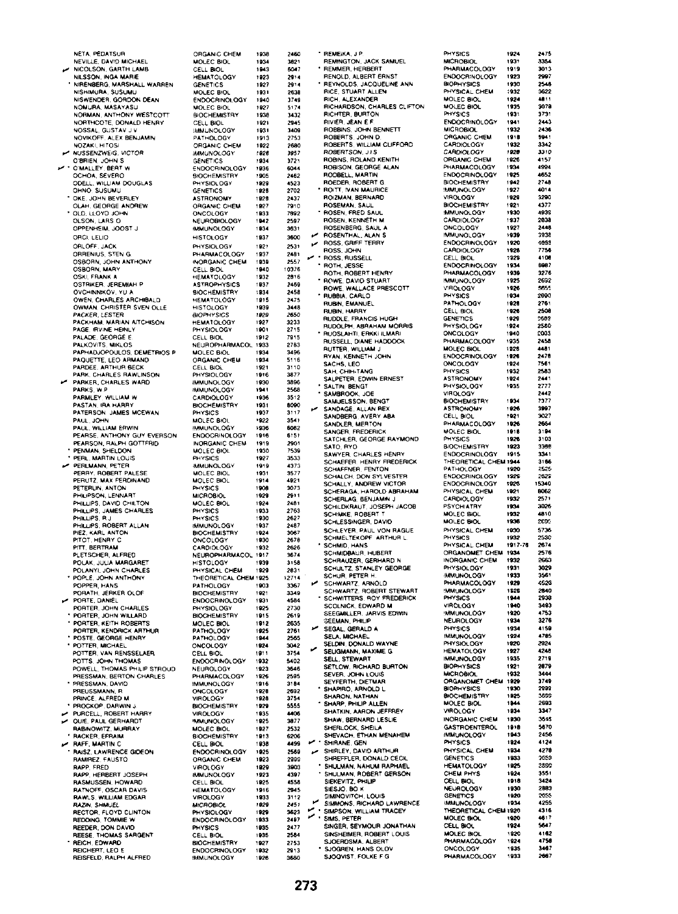| Name | Field | Year | Count |
|---|---|---|---|
| NETA, PEDATSUR | ORGANIC CHEM | 1938 | 2460 |
| NEVILLE, DAVID MICHAEL | MOLEC BIOL | 1934 | 3821 |
| ✓ NICOLSON, GARTH LAMB | CELL BIOL | 1943 | 6047 |
| NILSSON, INGA MARIE | HEMATOLOGY | 1923 | 2914 |
| * NIRENBERG, MARSHALL WARREN | GENETICS | 1927 | 2914 |
| NISHIMURA, SUSUMU | MOLEC BIOL | 1931 | 2638 |
| NISWENDER, GORDON DEAN | ENDOCRINOLOGY | 1940 | 3749 |
| NOMURA, MASAYASU | MOLEC BIOL | 1927 | 5174 |
| NORMAN, ANTHONY WESTCOTT | BIOCHEMISTRY | 1938 | 3432 |
| NORTHCOTE, DONALD HENRY | CELL BIOL | 1921 | 2945 |
| NOSSAL, GUSTAV J V | IMMUNOLOGY | 1931 | 3409 |
| NOVIKOFF, ALEX BENJAMIN | PATHOLOGY | 1913 | 2753 |
| NOZAKI, HITOSI | ORGANIC CHEM | 1922 | 2680 |
| ✓ NUSSENZWEIG, VICTOR | IMMUNOLOGY | 1928 | 3957 |
| O'BRIEN, JOHN S | GENETICS | 1934 | 3721 |
| ✓ * O'MALLEY, BERT W | ENDOCRINOLOGY | 1936 | 6044 |
| OCHOA, SEVERO | BIOCHEMISTRY | 1905 | 2462 |
| ODELL, WILLIAM DOUGLAS | PHYSIOLOGY | 1929 | 4523 |
| OHNO, SUSUMU | GENETICS | 1928 | 2702 |
| * OKE, JOHN BEVERLEY | ASTRONOMY | 1928 | 2437 |
| OLAH, GEORGE ANDREW | ORGANIC CHEM | 1927 | 7910 |
| * OLD, LLOYD JOHN | ONCOLOGY | 1933 | 7892 |
| OLSON, LARS O | NEUROBIOLOGY | 1942 | 2597 |
| OPPENHEIM, JOOST J | IMMUNOLOGY | 1934 | 3631 |
| ORCI, LELIO | HISTOLOGY | 1937 | 3600 |
| ORLOFF, JACK | PHYSIOLOGY | 1921 | 2531 |
| ORRENIUS, STEN G | PHARMACOLOGY | 1937 | 2481 |
| OSBORN, JOHN ANTHONY | INORGANIC CHEM | 1939 | 2557 |
| OSBORN, MARY | CELL BIOL | 1940 | 10376 |
| OSKI, FRANK A | HEMATOLOGY | 1932 | 2816 |
| OSTRIKER, JEREMIAH P | ASTROPHYSICS | 1937 | 2459 |
| OVCHINNIKOV, YU A | BIOCHEMISTRY | 1934 | 2458 |
| OWEN, CHARLES ARCHIBALD | HEMATOLOGY | 1915 | 2475 |
| OWMAN, CHRISTER SVEN OLLE | HISTOLOGY | 1939 | 3448 |
| PACKER, LESTER | BIOPHYSICS | 1929 | 2650 |
| PACKHAM, MARIAN AITCHISON | HEMATOLOGY | 1927 | 3233 |
| PAGE, IRVINE HEINLY | PHYSIOLOGY | 1901 | 2715 |
| PALADE, GEORGE E | CELL BIOL | 1912 | 7915 |
| PALKOVITS, MIKLOS | NEUROPHARMACOL | 1933 | 2783 |
| PAPHADJOPOULOS, DEMETRIOS P | MOLEC BIOL | 1934 | 3496 |
| PAQUETTE, LEO ARMAND | ORGANIC CHEM | 1934 | 5116 |
| PARDEE, ARTHUR BECK | CELL BIOL | 1921 | 3110 |
| PARK, CHARLES RAWLINSON | PHYSIOLOGY | 1916 | 3877 |
| ✓ PARKER, CHARLES WARD | IMMUNOLOGY | 1930 | 3896 |
| PARKS, W P | IMMUNOLOGY | 1941 | 2568 |
| PARMLEY, WILLIAM W | CARDIOLOGY | 1936 | 3512 |
| PASTAN, IRA HARRY | BIOCHEMISTRY | 1931 | 8090 |
| PATERSON, JAMES MCEWAN | PHYSICS | 1937 | 3117 |
| PAUL, JOHN | MOLEC BIOL | 1922 | 3541 |
| PAUL, WILLIAM ERWIN | IMMUNOLOGY | 1936 | 6082 |
| PEARSE, ANTHONY GUY EVERSON | ENDOCRINOLOGY | 1916 | 6151 |
| PEARSON, RALPH GOTTFRID | INORGANIC CHEM | 1919 | 2901 |
| * PENMAN, SHELDON | MOLEC BIOL | 1930 | 7539 |
| * PERL, MARTIN LOUIS | PHYSICS | 1927 | 3533 |
| ✓ PERLMANN, PETER | IMMUNOLOGY | 1919 | 4373 |
| PERRY, ROBERT PALESE | MOLEC BIOL | 1931 | 3577 |
| PERUTZ, MAX FERDINAND | MOLEC BIOL | 1914 | 4921 |
| PETERLIN, ANTON | PHYSICS | 1908 | 3073 |
| PHILIPSON, LENNART | MICROBIOL | 1929 | 2911 |
| PHILLIPS, DAVID CHILTON | MOLEC BIOL | 1924 | 2481 |
| PHILLIPS, JAMES CHARLES | PHYSICS | 1933 | 2763 |
| PHILLIPS, R J | PHYSICS | 1930 | 2627 |
| PHILLIPS, ROBERT ALLAN | IMMUNOLOGY | 1937 | 2487 |
| PIEZ, KARL ANTON | BIOCHEMISTRY | 1924 | 3067 |
| PITOT, HENRY C | ONCOLOGY | 1930 | 2678 |
| PITT, BERTRAM | CARDIOLOGY | 1932 | 2626 |
| PLETSCHER, ALFRED | NEUROPHARMACOL | 1917 | 3674 |
| POLAK, JULIA MARGARET | HISTOLOGY | 1939 | 3158 |
| POLANYI, JOHN CHARLES | PHYSICAL CHEM | 1929 | 2831 |
| * POPLE, JOHN ANTHONY | THEORETICAL CHEM | 1925 | 12714 |
| POPPER, HANS | PATHOLOGY | 1903 | 3367 |
| PORATH, JERKER OLOF | BIOCHEMISTRY | 1921 | 3349 |
| ✓ PORTE, DANIEL | ENDOCRINOLOGY | 1931 | 4584 |
| PORTER, JOHN CHARLES | PHYSIOLOGY | 1925 | 2730 |
| * PORTER, JOHN WILLARD | BIOCHEMISTRY | 1915 | 2619 |
| * PORTER, KEITH ROBERTS | MOLEC BIOL | 1912 | 2635 |
| PORTER, KENDRICK ARTHUR | PATHOLOGY | 1925 | 2761 |
| * POSTE, GEORGE HENRY | PATHOLOGY | 1944 | 2565 |
| * POTTER, MICHAEL | ONCOLOGY | 1924 | 3042 |
| POTTER, VAN RENSSELAER | CELL BIOL | 1911 | 3754 |
| POTTS, JOHN THOMAS | ENDOCRINOLOGY | 1932 | 5402 |
| POWELL, THOMAS PHILIP STROUD | NEUROLOGY | 1923 | 3646 |
| PRESSMAN, BERTON CHARLES | PHARMACOLOGY | 1926 | 2595 |
| * PRESSMAN, DAVID | IMMUNOLOGY | 1916 | 3184 |
| PREUSSMANN, R | ONCOLOGY | 1928 | 2692 |
| PRINCE, ALFRED M | VIROLOGY | 1928 | 3754 |
| * PROCKOP, DARWIN J | BIOCHEMISTRY | 1929 | 5555 |
| ✓ PURCELL, ROBERT HARRY | VIROLOGY | 1935 | 4406 |
| ✓ QUIE, PAUL GERHARDT | IMMUNOLOGY | 1925 | 3877 |
| RABINOWITZ, MURRAY | MOLEC BIOL | 1927 | 2532 |
| * RACKER, EFRAIM | BIOCHEMISTRY | 1913 | 6206 |
| ✓ RAFF, MARTIN C | CELL BIOL | 1938 | 4499 |
| * RAISZ, LAWRENCE GIDEON | ENDOCRINOLOGY | 1925 | 2569 |
| RAMIREZ, FAUSTO | ORGANIC CHEM | 1923 | 2992 |
| RAPP, FRED | VIROLOGY | 1929 | 3903 |
| RAPP, HERBERT JOSEPH | IMMUNOLOGY | 1923 | 4397 |
| RASMUSSEN, HOWARD | CELL BIOL | 1925 | 4558 |
| RATNOFF, OSCAR DAVIS | HEMATOLOGY | 1916 | 2945 |
| RAWLS, WILLIAM EDGAR | VIROLOGY | 1933 | 3112 |
| RAZIN, SHMUEL | MICROBIOL | 1929 | 2451 |
| RECTOR, FLOYD CLINTON | PHYSIOLOGY | 1929 | 3623 |
| REDDING, TOMMIE W | ENDOCRINOLOGY | 1933 | 2497 |
| REEDER, DON DAVID | PHYSICS | 1935 | 2477 |
| REESE, THOMAS SARGENT | CELL BIOL | 1935 | 2584 |
| * REICH, EDWARD | BIOCHEMISTRY | 1927 | 2753 |
| REICHERT, LEO E | ENDOCRINOLOGY | 1932 | 2913 |
| REISFELD, RALPH ALFRED | IMMUNOLOGY | 1926 | 3680 |
| * REMEIKA, J P | PHYSICS | 1924 | 2475 |
| REMINGTON, JACK SAMUEL | MICROBIOL | 1931 | 3354 |
| * REMMER, HERBERT | PHARMACOLOGY | 1919 | 3013 |
| RENOLD, ALBERT ERNST | ENDOCRINOLOGY | 1923 | 2997 |
| * REYNOLDS, JACQUELINE ANN | BIOPHYSICS | 1930 | 2548 |
| RICE, STUART ALLEN | PHYSICAL CHEM | 1932 | 3622 |
| RICH, ALEXANDER | MOLEC BIOL | 1924 | 4811 |
| RICHARDSON, CHARLES CLIFTON | MOLEC BIOL | 1935 | 3078 |
| RICHTER, BURTON | PHYSICS | 1931 | 3731 |
| RIVIER, JEAN E F | ENDOCRINOLOGY | 1941 | 2443 |
| ROBBINS, JOHN BENNETT | MICROBIOL | 1932 | 2436 |
| ROBERTS, JOHN D | ORGANIC CHEM | 1918 | 5941 |
| ROBERTS, WILLIAM CLIFFORD | CARDIOLOGY | 1932 | 3342 |
| ROBERTSON, J I S | CARDIOLOGY | 1928 | 3310 |
| ROBINS, ROLAND KENITH | ORGANIC CHEM | 1926 | 4157 |
| ROBISON, GEORGE ALAN | PHARMACOLOGY | 1934 | 4994 |
| RODBELL, MARTIN | ENDOCRINOLOGY | 1925 | 4652 |
| ROEDER, ROBERT G | BIOCHEMISTRY | 1942 | 2748 |
| * ROITT, IVAN MAURICE | IMMUNOLOGY | 1927 | 4014 |
| ROIZMAN, BERNARD | VIROLOGY | 1929 | 3290 |
| ROSEMAN, SAUL | BIOCHEMISTRY | 1921 | 4377 |
| * ROSEN, FRED SAUL | IMMUNOLOGY | 1930 | 4938 |
| ROSEN, KENNETH M | CARDIOLOGY | 1937 | 2838 |
| ROSENBERG, SAUL A | ONCOLOGY | 1927 | 2448 |
| ✓ ROSENTHAL, ALAN S | IMMUNOLOGY | 1939 | 3938 |
| ✓ ROSS, GRIFF TERRY | ENDOCRINOLOGY | 1920 | 4693 |
| ROSS, JOHN | CARDIOLOGY | 1928 | 7756 |
| ✓ * ROSS, RUSSELL | CELL BIOL | 1929 | 4108 |
| * ROTH, JESSE | ENDOCRINOLOGY | 1934 | 6967 |
| ROTH, ROBERT HENRY | PHARMACOLOGY | 1939 | 3276 |
| * ROWE, DAVID STUART | IMMUNOLOGY | 1925 | 2692 |
| ROWE, WALLACE PRESCOTT | VIROLOGY | 1926 | 5655 |
| * RUBBIA, CARLO | PHYSICS | 1934 | 2990 |
| RUBIN, EMANUEL | PATHOLOGY | 1928 | 2761 |
| RUBIN, HARRY | CELL BIOL | 1926 | 2508 |
| RUDDLE, FRANCIS HUGH | GENETICS | 1929 | 2689 |
| RUDOLPH, ABRAHAM MORRIS | PHYSIOLOGY | 1924 | 2580 |
| * RUOSLAHTI, ERKKI ILMARI | ONCOLOGY | 1940 | 2003 |
| RUSSELL, DIANE HADDOCK | PHARMACOLOGY | 1935 | 2458 |
| RUTTER, WILLIAM J | MOLEC BIOL | 1928 | 4481 |
| RYAN, KENNETH JOHN | ENDOCRINOLOGY | 1926 | 2478 |
| SACHS, LEO | ONCOLOGY | 1924 | 7561 |
| SAH, CHIH-TANG | PHYSICS | 1932 | 2583 |
| SALPETER, EDWIN ERNEST | ASTRONOMY | 1924 | 2441 |
| * SALTIN, BENGT | PHYSIOLOGY | 1935 | 2777 |
| * SAMBROOK, JOE | VIROLOGY | | 2442 |
| SAMUELSSON, BENGT | BIOCHEMISTRY | 1934 | 7377 |
| ✓ SANDAGE, ALLAN REX | ASTRONOMY | 1926 | 3997 |
| SANDBERG, AVERY ABA | CELL BIOL | 1921 | 3027 |
| SANDLER, MERTON | PHARMACOLOGY | 1926 | 2664 |
| SANGER, FREDERICK | MOLEC BIOL | 1918 | 3194 |
| SATCHLER, GEORGE RAYMOND | PHYSICS | 1926 | 3103 |
| SATO, RYO | BIOCHEMISTRY | 1923 | 3388 |
| SAWYER, CHARLES HENRY | ENDOCRINOLOGY | 1915 | 3341 |
| SCHAEFER, HENRY FREDERICK | THEORETICAL CHEM | 1944 | 3186 |
| SCHAFFNER, FENTON | PATHOLOGY | 1920 | 2525 |
| SCHALCH, DON SYLVESTER | ENDOCRINOLOGY | 1926 | 2529 |
| SCHALLY, ANDREW VICTOR | ENDOCRINOLOGY | 1926 | 15340 |
| SCHERAGA, HAROLD ABRAHAM | PHYSICAL CHEM | 1921 | 8062 |
| SCHERLAG, BENJAMIN J | CARDIOLOGY | 1932 | 2571 |
| SCHILDKRAUT, JOSEPH JACOB | PSYCHIATRY | 1934 | 3026 |
| SCHIMKE, ROBERT T | MOLEC BIOL | 1932 | 4810 |
| SCHLESSINGER, DAVID | MOLEC BIOL | 1936 | 2695 |
| SCHLEYER, PAUL VON RAGUE | PHYSICAL CHEM | 1930 | 5736 |
| SCHMELTEKOPF, ARTHUR L | PHYSICS | 1932 | 2530 |
| * SCHMID, HANS | PHYSICAL CHEM | 1917-76 | 2674 |
| SCHMIDBAUR, HUBERT | ORGANOMET CHEM | 1934 | 2576 |
| SCHRAUZER, GERHARD N | INORGANIC CHEM | 1932 | 2663 |
| SCHULTZ, STANLEY GEORGE | PHYSIOLOGY | 1931 | 3029 |
| SCHUR, PETER H | IMMUNOLOGY | 1933 | 3561 |
| ✓ SCHWARTZ, ARNOLD | PHARMACOLOGY | 1929 | 4526 |
| SCHWARTZ, ROBERT STEWART | IMMUNOLOGY | 1928 | 2840 |
| * SCHWITTERS, ROY FREDERICK | PHYSICS | 1944 | 2938 |
| SCOLNICK, EDWARD M | VIROLOGY | 1940 | 3493 |
| SEEGMILLER, JARVIS EDWIN | IMMUNOLOGY | 1920 | 4753 |
| SEEMAN, PHILIP | NEUROLOGY | 1934 | 3276 |
| ✓ SEGAL, GERALD A | PHYSICS | 1934 | 4159 |
| SELA, MICHAEL | IMMUNOLOGY | 1924 | 4785 |
| SELDIN, DONALD WAYNE | PHYSIOLOGY | 1920 | 2924 |
| ✓ SELIGMANN, MAXIME G | HEMATOLOGY | 1927 | 4248 |
| SELL, STEWART | IMMUNOLOGY | 1935 | 2719 |
| SETLOW, RICHARD BURTON | BIOPHYSICS | 1921 | 2879 |
| SEVER, JOHN LOUIS | MICROBIOL | 1932 | 3444 |
| SEYFERTH, DIETMAR | ORGANOMET CHEM | 1929 | 3749 |
| * SHAPIRO, ARNOLD L | BIOPHYSICS | 1930 | 2992 |
| SHARON, NATHAN | BIOCHEMISTRY | 1925 | 3659 |
| * SHARP, PHILIP ALLEN | MOLEC BIOL | 1944 | 2693 |
| SHATKIN, AARON JEFFREY | VIROLOGY | 1934 | 3347 |
| SHAW, BERNARD LESLIE | INORGANIC CHEM | 1930 | 3545 |
| SHERLOCK, SHEILA | GASTROENTEROL | 1918 | 5670 |
| SHEVACH, ETHAN MENAHEM | IMMUNOLOGY | 1943 | 2456 |
| ✓ * SHIRANE, GEN | PHYSICS | 1924 | 4124 |
| ✓ SHIRLEY, DAVID ARTHUR | PHYSICAL CHEM | 1934 | 4278 |
| SHREFFLER, DONALD CECIL | GENETICS | 1933 | 2953 |
| * SHULMAN, NAHUM RAPHAEL | HEMATOLOGY | 1925 | 2892 |
| * SHULMAN, ROBERT GERSON | CHEM PHYS | 1924 | 3551 |
| SIEKEVITZ, PHILIP | CELL BIOL | 1918 | 3424 |
| SIESJO, BO K | NEUROLOGY | 1930 | 2883 |
| SIMINOVITCH, LOUIS | GENETICS | 1920 | 2655 |
| ✓ SIMMONS, RICHARD LAWRENCE | IMMUNOLOGY | 1934 | 4255 |
| ✓ * SIMPSON, WILLIAM TRACEY | THEORETICAL CHEM | 1920 | 4316 |
| ✓ * SIMS, PETER | MOLEC BIOL | 1920 | 4617 |
| SINGER, SEYMOUR JONATHAN | CELL BIOL | 1924 | 5647 |
| SINSHEIMER, ROBERT LOUIS | MOLEC BIOL | 1920 | 4162 |
| SJOERDSMA, ALBERT | PHARMACOLOGY | 1924 | 4758 |
| * SJOGREN, HANS OLOV | ONCOLOGY | 1935 | 3467 |
| SJOQVIST, FOLKE F G | PHARMACOLOGY | 1933 | 2667 |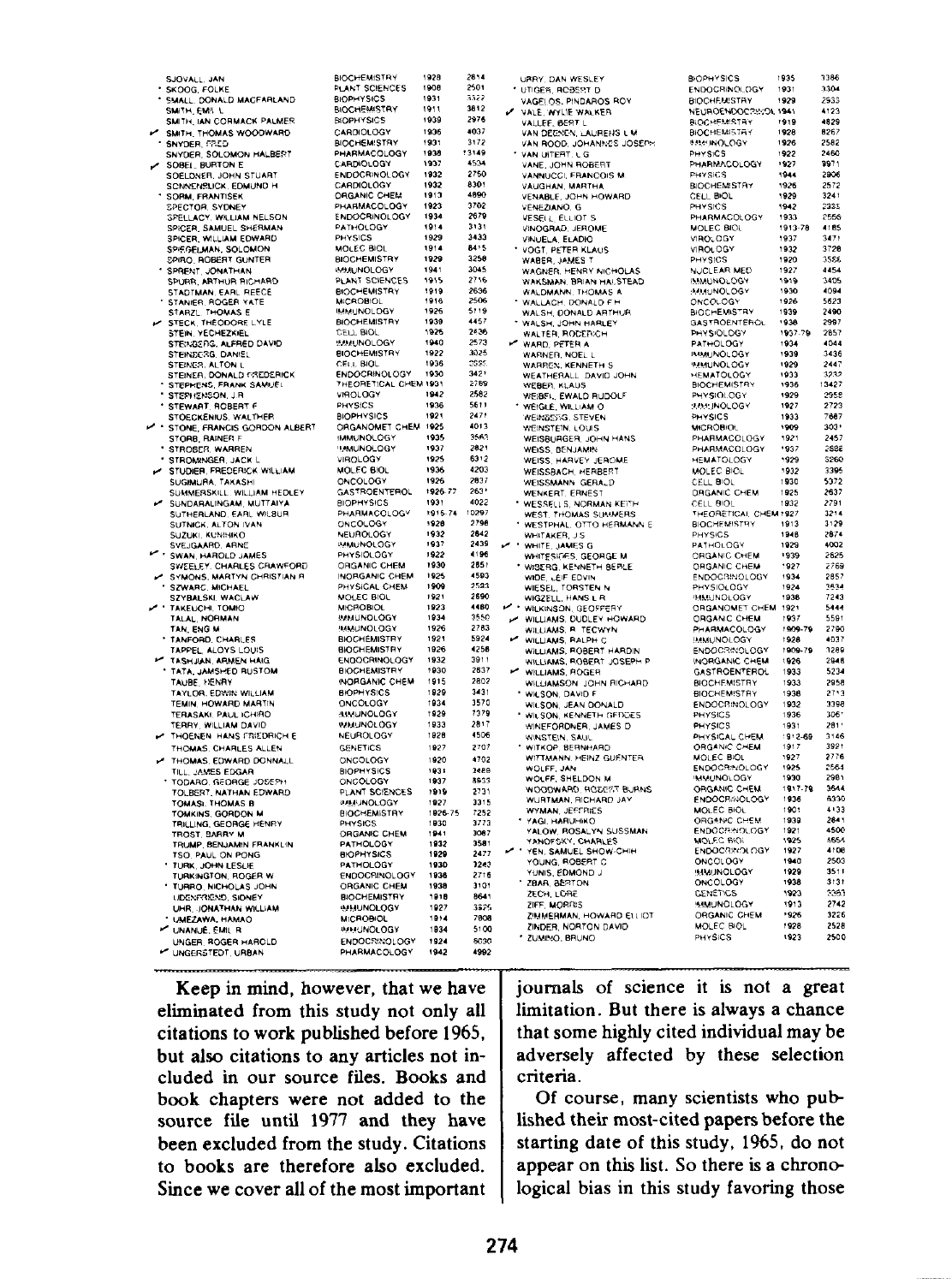| | Name | Field | Year | Citations |
|---|---|---|---|---|
| | SJOVALL, JAN | BIOCHEMISTRY | 1928 | 2814 |
| * | SKOOG, FOLKE | PLANT SCIENCES | 1908 | 2501 |
| * | SMALL, DONALD MACFARLAND | BIOPHYSICS | 1931 | 3322 |
| | SMITH, EMIL L | BIOCHEMISTRY | 1911 | 3812 |
| | SMITH, IAN CORMACK PALMER | BIOPHYSICS | 1939 | 2976 |
| ✓ | SMITH, THOMAS WOODWARD | CARDIOLOGY | 1936 | 4037 |
| * | SNYDER, FRED | BIOCHEMISTRY | 1931 | 3172 |
| | SNYDER, SOLOMON HALBERT | PHARMACOLOGY | 1938 | 13149 |
| ✓ | SOBEL, BURTON E | CARDIOLOGY | 1937 | 4534 |
| | SOELDNER, JOHN STUART | ENDOCRINOLOGY | 1932 | 2750 |
| | SONNENBLICK, EDMUND H | CARDIOLOGY | 1932 | 8301 |
| * | SORM, FRANTISEK | ORGANIC CHEM | 1913 | 4890 |
| | SPECTOR, SYDNEY | PHARMACOLOGY | 1923 | 3702 |
| | SPELLACY, WILLIAM NELSON | ENDOCRINOLOGY | 1934 | 2679 |
| | SPICER, SAMUEL SHERMAN | PATHOLOGY | 1914 | 3131 |
| | SPICER, WILLIAM EDWARD | PHYSICS | 1929 | 3433 |
| | SPIEGELMAN, SOLOMON | MOLEC BIOL | 1914 | 8415 |
| | SPIRO, ROBERT GUNTER | BIOCHEMISTRY | 1929 | 3258 |
| * | SPRENT, JONATHAN | IMMUNOLOGY | 1941 | 3045 |
| | SPURR, ARTHUR RICHARD | PLANT SCIENCES | 1915 | 2716 |
| | STADTMAN, EARL REECE | BIOCHEMISTRY | 1919 | 2636 |
| * | STANIER, ROGER YATE | MICROBIOL | 1916 | 2506 |
| | STARZL, THOMAS E | IMMUNOLOGY | 1926 | 5119 |
| ✓ | STECK, THEODORE LYLE | BIOCHEMISTRY | 1939 | 4457 |
| | STEIN, YECHEZKIEL | CELL BIOL | 1926 | 2636 |
| | STEINBERG, ALFRED DAVID | IMMUNOLOGY | 1940 | 2573 |
| | STEINBERG, DANIEL | BIOCHEMISTRY | 1922 | 3025 |
| | STEINER, ALTON L | CELL BIOL | 1936 | 2595 |
| | STEINER, DONALD FREDERICK | ENDOCRINOLOGY | 1930 | 3421 |
| * | STEPHENS, FRANK SAMUEL | THEORETICAL CHEM | 1931 | 2789 |
| * | STEPHENSON, J R | VIROLOGY | 1942 | 2582 |
| * | STEWART, ROBERT F | PHYSICS | 1936 | 5611 |
| | STOECKENIUS, WALTHER | BIOPHYSICS | 1921 | 2471 |
| ✓ * | STONE, FRANCIS GORDON ALBERT | ORGANOMET CHEM | 1925 | 4013 |
| | STORB, RAINER F | IMMUNOLOGY | 1935 | 3563 |
| * | STROBER, WARREN | IMMUNOLOGY | 1937 | 2821 |
| * | STROMINGER, JACK L | VIROLOGY | 1925 | 6312 |
| ✓ | STUDIER, FREDERICK WILLIAM | MOLEC BIOL | 1936 | 4203 |
| | SUGIMURA, TAKASHI | ONCOLOGY | 1926 | 2837 |
| | SUMMERSKILL, WILLIAM HEDLEY | GASTROENTEROL | 1926-77 | 2631 |
| ✓ | SUNDARALINGAM, MUTTAIYA | BIOPHYSICS | 1931 | 4022 |
| | SUTHERLAND, EARL WILBUR | PHARMACOLOGY | 1915-74 | 10297 |
| | SUTNICK, ALTON IVAN | ONCOLOGY | 1928 | 2798 |
| | SUZUKI, KUNIHIKO | NEUROLOGY | 1932 | 2842 |
| | SVEJGAARD, ARNE | IMMUNOLOGY | 1937 | 2439 |
| ✓ * | SWAN, HAROLD JAMES | PHYSIOLOGY | 1922 | 4196 |
| | SWEELEY, CHARLES CRAWFORD | ORGANIC CHEM | 1930 | 2851 |
| ✓ | SYMONS, MARTYN CHRISTIAN R | INORGANIC CHEM | 1925 | 4503 |
| * | SZWARC, MICHAEL | PHYSICAL CHEM | 1909 | 2523 |
| | SZYBALSKI, WACLAW | MOLEC BIOL | 1921 | 2890 |
| ✓ * | TAKEUCHI, TOMIO | MICROBIOL | 1923 | 4480 |
| | TALAL, NORMAN | IMMUNOLOGY | 1934 | 3550 |
| | TAN, ENG M | IMMUNOLOGY | 1926 | 2783 |
| * | TANFORD, CHARLES | BIOCHEMISTRY | 1921 | 5924 |
| | TAPPEL, ALOYS LOUIS | BIOCHEMISTRY | 1926 | 4258 |
| ✓ | TASHJIAN, ARMEN HAIG | ENDOCRINOLOGY | 1932 | 3911 |
| * | TATA, JAMSHED RUSTOM | BIOCHEMISTRY | 1930 | 2637 |
| | TAUBE, HENRY | INORGANIC CHEM | 1915 | 2802 |
| | TAYLOR, EDWIN WILLIAM | BIOPHYSICS | 1929 | 3431 |
| | TEMIN, HOWARD MARTIN | ONCOLOGY | 1934 | 3570 |
| | TERASAKI, PAUL ICHIRO | IMMUNOLOGY | 1929 | 7379 |
| | TERRY, WILLIAM DAVID | IMMUNOLOGY | 1933 | 2817 |
| ✓ | THOENEN, HANS FRIEDRICH E | NEUROLOGY | 1928 | 4506 |
| | THOMAS, CHARLES ALLEN | GENETICS | 1927 | 2707 |
| ✓ | THOMAS, EDWARD DONNALL | ONCOLOGY | 1920 | 4702 |
| | TILL, JAMES EDGAR | BIOPHYSICS | 1931 | 2489 |
| * | TODARO, GEORGE JOSEPH | ONCOLOGY | 1937 | 8933 |
| | TOLBERT, NATHAN EDWARD | PLANT SCIENCES | 1919 | 2731 |
| | TOMASI, THOMAS B | IMMUNOLOGY | 1927 | 3315 |
| | TOMKINS, GORDON M | BIOCHEMISTRY | 1926-75 | 7252 |
| | TRILLING, GEORGE HENRY | PHYSICS | 1930 | 3773 |
| | TROST, BARRY M | ORGANIC CHEM | 1941 | 3087 |
| | TRUMP, BENJAMIN FRANKLIN | PATHOLOGY | 1932 | 3581 |
| | TSO, PAUL ON PONG | BIOPHYSICS | 1929 | 2477 |
| * | TURK, JOHN LESLIE | PATHOLOGY | 1930 | 3243 |
| | TURKINGTON, ROGER W | ENDOCRINOLOGY | 1936 | 2716 |
| * | TURRO, NICHOLAS JOHN | ORGANIC CHEM | 1938 | 3101 |
| | UDENFRIEND, SIDNEY | BIOCHEMISTRY | 1918 | 8641 |
| | UHR, JONATHAN WILLIAM | IMMUNOLOGY | 1927 | 3575 |
| * | UMEZAWA, HAMAO | MICROBIOL | 1914 | 7808 |
| ✓ | UNANUE, EMIL R | IMMUNOLOGY | 1934 | 5100 |
| | UNGER, ROGER HAROLD | ENDOCRINOLOGY | 1924 | 6030 |
| ✓ | UNGERSTEDT, URBAN | PHARMACOLOGY | 1942 | 4992 |
| | URRY, DAN WESLEY | BIOPHYSICS | 1935 | 3386 |
| * | UTIGER, ROBERT D | ENDOCRINOLOGY | 1931 | 3304 |
| | VAGELOS, PINDAROS ROY | BIOCHEMISTRY | 1929 | 2533 |
| ✓ | VALE, WYLIE WALKER | NEUROENDOCRINOL | 1941 | 4123 |
| | VALLEE, BERT L | BIOCHEMISTRY | 1919 | 4829 |
| | VAN DEENEN, LAURENS L M | BIOCHEMISTRY | 1928 | 8267 |
| | VAN ROOD, JOHANNES JOSEPH | IMMUNOLOGY | 1926 | 2582 |
| * | VAN UITERT, L G | PHYSICS | 1922 | 2460 |
| | VANE, JOHN ROBERT | PHARMACOLOGY | 1927 | 9971 |
| | VANNUCCI, FRANCOIS M | PHYSICS | 1944 | 2906 |
| | VAUGHAN, MARTHA | BIOCHEMISTRY | 1926 | 2572 |
| | VENABLE, JOHN HOWARD | CELL BIOL | 1929 | 3241 |
| | VENEZIANO, G | PHYSICS | 1942 | 2935 |
| | VESELL, ELLIOT S | PHARMACOLOGY | 1933 | 2556 |
| | VINOGRAD, JEROME | MOLEC BIOL | 1913-76 | 4185 |
| | VINUELA, ELADIO | VIROLOGY | 1937 | 3471 |
| * | VOGT, PETER KLAUS | VIROLOGY | 1932 | 3728 |
| | WABER, JAMES T | PHYSICS | 1920 | 3586 |
| | WAGNER, HENRY NICHOLAS | NUCLEAR MED | 1927 | 4454 |
| | WAKSMAN, BRIAN HALSTEAD | IMMUNOLOGY | 1919 | 3405 |
| | WALDMANN, THOMAS A | IMMUNOLOGY | 1930 | 4094 |
| * | WALLACH, DONALD F H | ONCOLOGY | 1926 | 5623 |
| | WALSH, DONALD ARTHUR | BIOCHEMISTRY | 1939 | 2490 |
| * | WALSH, JOHN HARLEY | GASTROENTEROL | 1938 | 2997 |
| | WALTER, RODERICH | PHYSIOLOGY | 1937-79 | 2857 |
| ✓ | WARD, PETER A | PATHOLOGY | 1934 | 4044 |
| | WARNER, NOEL L | IMMUNOLOGY | 1939 | 3436 |
| | WARREN, KENNETH S | IMMUNOLOGY | 1929 | 2447 |
| | WEATHERALL, DAVID JOHN | HEMATOLOGY | 1933 | 3232 |
| | WEBER, KLAUS | BIOCHEMISTRY | 1936 | 13427 |
| | WEIBEL, EWALD RUDOLF | PHYSIOLOGY | 1929 | 2558 |
| * | WEIGLE, WILLIAM O | IMMUNOLOGY | 1927 | 2723 |
| | WEINBERG, STEVEN | PHYSICS | 1933 | 7687 |
| | WEINSTEIN, LOUIS | MICROBIOL | 1909 | 3031 |
| | WEISBURGER, JOHN HANS | PHARMACOLOGY | 1921 | 2457 |
| | WEISS, BENJAMIN | PHARMACOLOGY | 1937 | 2582 |
| | WEISS, HARVEY JEROME | HEMATOLOGY | 1929 | 3260 |
| | WEISSBACH, HERBERT | MOLEC BIOL | 1932 | 3395 |
| | WEISSMANN, GERALD | CELL BIOL | 1930 | 5372 |
| | WENKERT, ERNEST | ORGANIC CHEM | 1925 | 2637 |
| * | WESSELLS, NORMAN KEITH | CELL BIOL | 1932 | 2791 |
| | WEST, THOMAS SUMMERS | THEORETICAL CHEM | 1927 | 3214 |
| * | WESTPHAL, OTTO HERMANN E | BIOCHEMISTRY | 1913 | 3129 |
| | WHITAKER, J S | PHYSICS | 1948 | 2874 |
| ✓ * | WHITE, JAMES G | PATHOLOGY | 1929 | 4002 |
| | WHITESIDES, GEORGE M | ORGANIC CHEM | 1939 | 2625 |
| * | WIBERG, KENNETH BERLE | ORGANIC CHEM | 1927 | 2769 |
| | WIDE, LEIF EDVIN | ENDOCRINOLOGY | 1934 | 2857 |
| | WIESEL, TORSTEN N | PHYSIOLOGY | 1924 | 3634 |
| | WIGZELL, HANS L R | IMMUNOLOGY | 1938 | 7243 |
| ✓ * | WILKINSON, GEOFFREY | ORGANOMET CHEM | 1921 | 5444 |
| ✓ | WILLIAMS, DUDLEY HOWARD | ORGANIC CHEM | 1937 | 5591 |
| | WILLIAMS, R TECWYN | PHARMACOLOGY | 1909-79 | 2790 |
| ✓ | WILLIAMS, RALPH C | IMMUNOLOGY | 1928 | 4037 |
| | WILLIAMS, ROBERT HARDIN | ENDOCRINOLOGY | 1909-79 | 1289 |
| | WILLIAMS, ROBERT JOSEPH P | INORGANIC CHEM | 1926 | 2948 |
| ✓ | WILLIAMS, ROGER | GASTROENTEROL | 1933 | 5234 |
| | WILLIAMSON, JOHN RICHARD | BIOCHEMISTRY | 1933 | 2958 |
| * | WILSON, DAVID F | BIOCHEMISTRY | 1938 | 2713 |
| | WILSON, JEAN DONALD | ENDOCRINOLOGY | 1932 | 3398 |
| * | WILSON, KENNETH GEDDES | PHYSICS | 1936 | 3061 |
| | WINEFORDNER, JAMES D | PHYSICS | 1931 | 2811 |
| | WINSTEIN, SAUL | PHYSICAL CHEM | 1912-69 | 3146 |
| * | WITKOP, BERNHARD | ORGANIC CHEM | 1917 | 3921 |
| | WITTMANN, HEINZ GUENTER | MOLEC BIOL | 1927 | 2776 |
| | WOLFF, JAN | ENDOCRINOLOGY | 1925 | 2564 |
| | WOLFF, SHELDON M | IMMUNOLOGY | 1930 | 2981 |
| | WOODWARD, ROBERT BURNS | ORGANIC CHEM | 1917-79 | 3644 |
| | WURTMAN, RICHARD JAY | ENDOCRINOLOGY | 1936 | 6330 |
| | WYMAN, JEFFRIES | MOLEC BIOL | 1901 | 4133 |
| * | YAGI, HARUHIKO | ORGANIC CHEM | 1939 | 2841 |
| | YALOW, ROSALYN SUSSMAN | ENDOCRINOLOGY | 1921 | 4500 |
| | YANOFSKY, CHARLES | MOLEC BIOL | 1925 | 3554 |
| ✓ * | YEN, SAMUEL SHOW-CHIH | ENDOCRINOLOGY | 1927 | 4108 |
| | YOUNG, ROBERT C | ONCOLOGY | 1940 | 2503 |
| | YUNIS, EDMOND J | IMMUNOLOGY | 1929 | 3511 |
| * | ZBAR, BERTON | ONCOLOGY | 1938 | 3131 |
| | ZECH, LORE | GENETICS | 1923 | 3363 |
| | ZIFF, MORRIS | IMMUNOLOGY | 1913 | 2742 |
| | ZIMMERMAN, HOWARD ELLIOT | ORGANIC CHEM | 1926 | 3226 |
| | ZINDER, NORTON DAVID | MOLEC BIOL | 1928 | 2528 |
| * | ZUMINO, BRUNO | PHYSICS | 1923 | 2500 |

Keep in mind, however, that we have eliminated from this study not only all citations to work published before 1965, but also citations to any articles not included in our source files. Books and book chapters were not added to the source file until 1977 and they have been excluded from the study. Citations to books are therefore also excluded. Since we cover all of the most important journals of science it is not a great limitation. But there is always a chance that some highly cited individual may be adversely affected by these selection criteria.

Of course, many scientists who published their most-cited papers before the starting date of this study, 1965, do not appear on this list. So there is a chronological bias in this study favoring those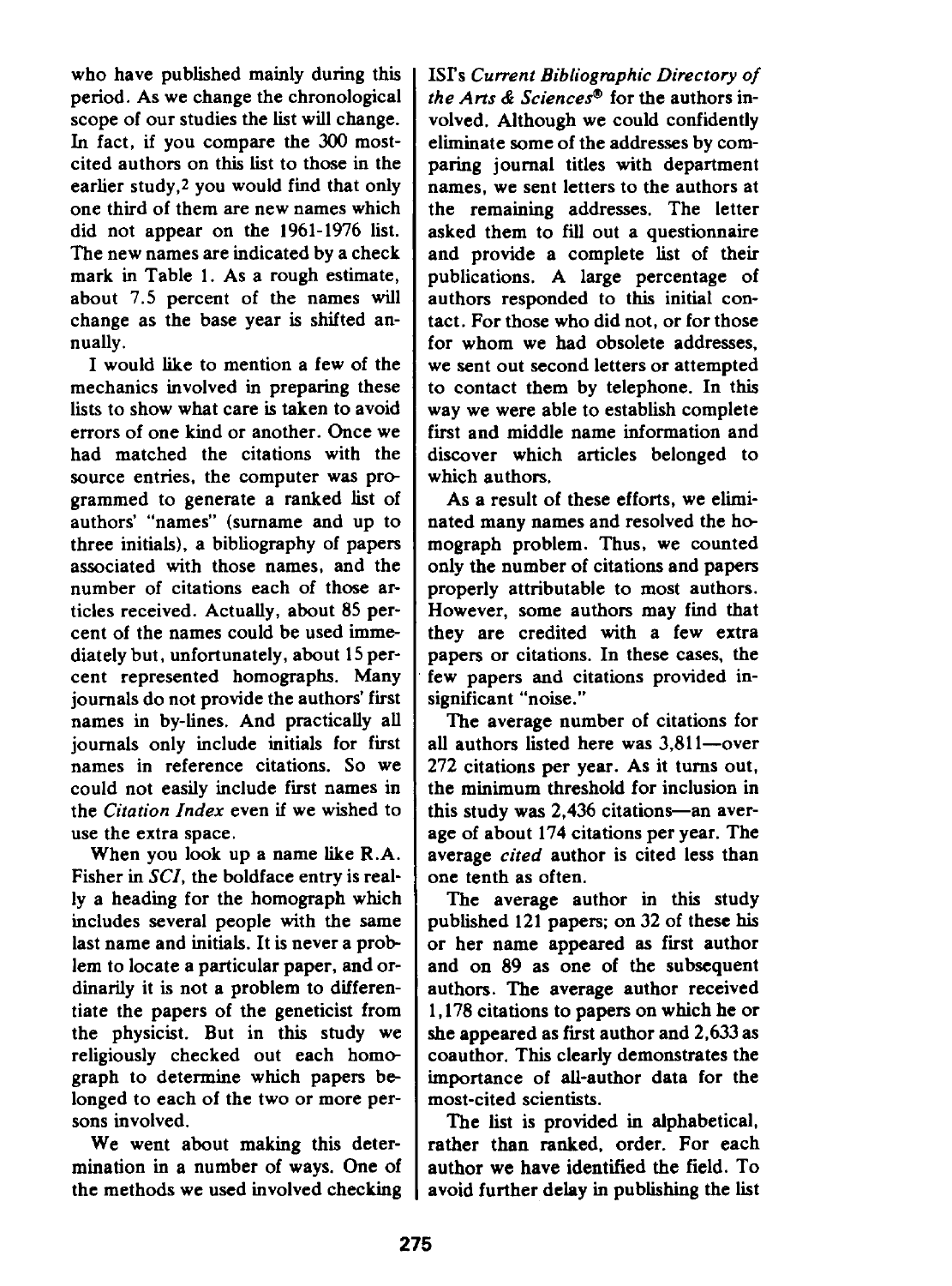who have published mainly during this period. As we change the chronological scope of our studies the list will change. In fact, if you compare the 300 most-cited authors on this list to those in the earlier study,[2] you would find that only one third of them are new names which did not appear on the 1961-1976 list. The new names are indicated by a check mark in Table 1. As a rough estimate, about 7.5 percent of the names will change as the base year is shifted annually.

I would like to mention a few of the mechanics involved in preparing these lists to show what care is taken to avoid errors of one kind or another. Once we had matched the citations with the source entries, the computer was programmed to generate a ranked list of authors' "names" (surname and up to three initials), a bibliography of papers associated with those names, and the number of citations each of those articles received. Actually, about 85 percent of the names could be used immediately but, unfortunately, about 15 percent represented homographs. Many journals do not provide the authors' first names in by-lines. And practically all journals only include initials for first names in reference citations. So we could not easily include first names in the *Citation Index* even if we wished to use the extra space.

When you look up a name like R.A. Fisher in *SCI*, the boldface entry is really a heading for the homograph which includes several people with the same last name and initials. It is never a problem to locate a particular paper, and ordinarily it is not a problem to differentiate the papers of the geneticist from the physicist. But in this study we religiously checked out each homograph to determine which papers belonged to each of the two or more persons involved.

We went about making this determination in a number of ways. One of the methods we used involved checking ISI's *Current Bibliographic Directory of the Arts & Sciences®* for the authors involved. Although we could confidently eliminate some of the addresses by comparing journal titles with department names, we sent letters to the authors at the remaining addresses. The letter asked them to fill out a questionnaire and provide a complete list of their publications. A large percentage of authors responded to this initial contact. For those who did not, or for those for whom we had obsolete addresses, we sent out second letters or attempted to contact them by telephone. In this way we were able to establish complete first and middle name information and discover which articles belonged to which authors.

As a result of these efforts, we eliminated many names and resolved the homograph problem. Thus, we counted only the number of citations and papers properly attributable to most authors. However, some authors may find that they are credited with a few extra papers or citations. In these cases, the few papers and citations provided insignificant "noise."

The average number of citations for all authors listed here was 3,811—over 272 citations per year. As it turns out, the minimum threshold for inclusion in this study was 2,436 citations—an average of about 174 citations per year. The average *cited* author is cited less than one tenth as often.

The average author in this study published 121 papers; on 32 of these his or her name appeared as first author and on 89 as one of the subsequent authors. The average author received 1,178 citations to papers on which he or she appeared as first author and 2,633 as coauthor. This clearly demonstrates the importance of all-author data for the most-cited scientists.

The list is provided in alphabetical, rather than ranked, order. For each author we have identified the field. To avoid further delay in publishing the list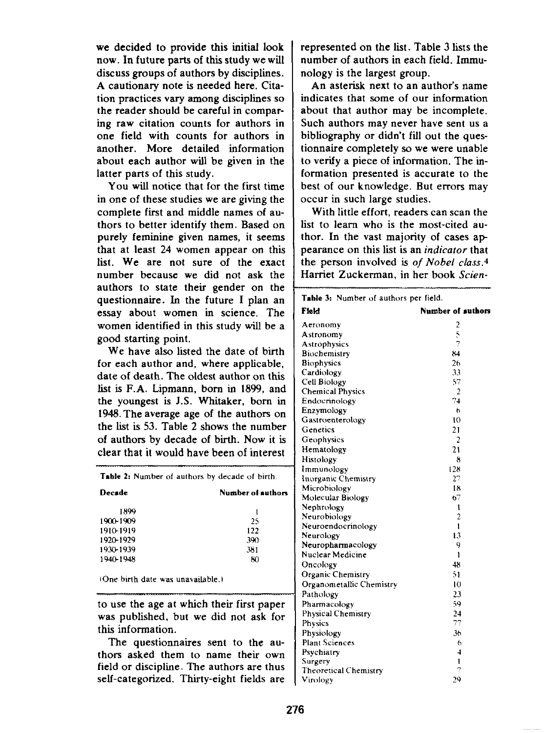we decided to provide this initial look now. In future parts of this study we will discuss groups of authors by disciplines. A cautionary note is needed here. Citation practices vary among disciplines so the reader should be careful in comparing raw citation counts for authors in one field with counts for authors in another. More detailed information about each author will be given in the latter parts of this study.

You will notice that for the first time in one of these studies we are giving the complete first and middle names of authors to better identify them. Based on purely feminine given names, it seems that at least 24 women appear on this list. We are not sure of the exact number because we did not ask the authors to state their gender on the questionnaire. In the future I plan an essay about women in science. The women identified in this study will be a good starting point.

We have also listed the date of birth for each author and, where applicable, date of death. The oldest author on this list is F.A. Lipmann, born in 1899, and the youngest is J.S. Whitaker, born in 1948. The average age of the authors on the list is 53. Table 2 shows the number of authors by decade of birth. Now it is clear that it would have been of interest to use the age at which their first paper was published, but we did not ask for this information.

**Table 2:** Number of authors by decade of birth.

| Decade | Number of authors |
|---|---|
| 1899 | 1 |
| 1900-1909 | 25 |
| 1910-1919 | 122 |
| 1920-1929 | 390 |
| 1930-1939 | 381 |
| 1940-1948 | 80 |

(One birth date was unavailable.)

The questionnaires sent to the authors asked them to name their own field or discipline. The authors are thus self-categorized. Thirty-eight fields are represented on the list. Table 3 lists the number of authors in each field. Immunology is the largest group.

An asterisk next to an author's name indicates that some of our information about that author may be incomplete. Such authors may never have sent us a bibliography or didn't fill out the questionnaire completely so we were unable to verify a piece of information. The information presented is accurate to the best of our knowledge. But errors may occur in such large studies.

With little effort, readers can scan the list to learn who is the most-cited author. In the vast majority of cases appearance on this list is an *indicator* that the person involved is *of Nobel class*.[4] Harriet Zuckerman, in her book *Scien-*

**Table 3:** Number of authors per field.

| Field | Number of authors |
|---|---|
| Aeronomy | 2 |
| Astronomy | 5 |
| Astrophysics | 7 |
| Biochemistry | 84 |
| Biophysics | 26 |
| Cardiology | 33 |
| Cell Biology | 57 |
| Chemical Physics | 2 |
| Endocrinology | 74 |
| Enzymology | 6 |
| Gastroenterology | 10 |
| Genetics | 21 |
| Geophysics | 2 |
| Hematology | 21 |
| Histology | 8 |
| Immunology | 128 |
| Inorganic Chemistry | 27 |
| Microbiology | 18 |
| Molecular Biology | 67 |
| Nephrology | 1 |
| Neurobiology | 2 |
| Neuroendocrinology | 1 |
| Neurology | 13 |
| Neuropharmacology | 9 |
| Nuclear Medicine | 1 |
| Oncology | 48 |
| Organic Chemistry | 51 |
| Organometallic Chemistry | 10 |
| Pathology | 23 |
| Pharmacology | 59 |
| Physical Chemistry | 24 |
| Physics | 77 |
| Physiology | 36 |
| Plant Sciences | 6 |
| Psychiatry | 4 |
| Surgery | 1 |
| Theoretical Chemistry | 7 |
| Virology | 29 |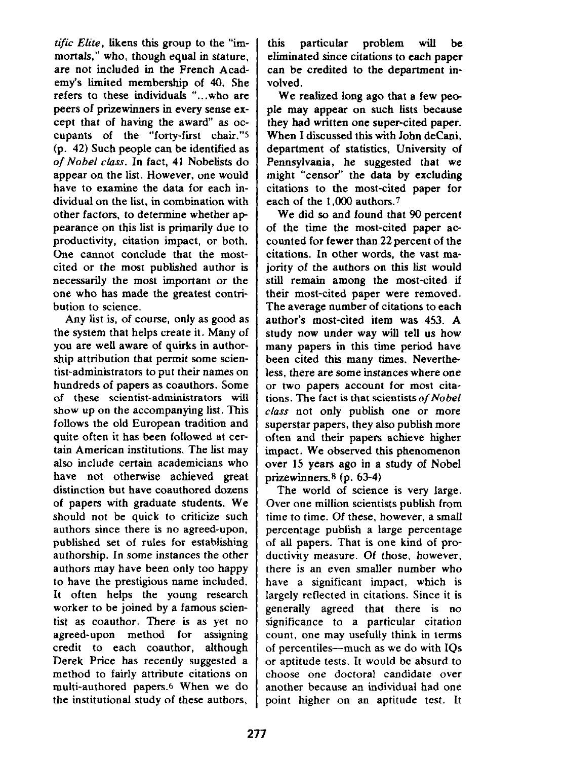*tific Elite*, likens this group to the "immortals," who, though equal in stature, are not included in the French Academy's limited membership of 40. She refers to these individuals "...who are peers of prizewinners in every sense except that of having the award" as occupants of the "forty-first chair."[5] (p. 42) Such people can be identified as *of Nobel class*. In fact, 41 Nobelists do appear on the list. However, one would have to examine the data for each individual on the list, in combination with other factors, to determine whether appearance on this list is primarily due to productivity, citation impact, or both. One cannot conclude that the most-cited or the most published author is necessarily the most important or the one who has made the greatest contribution to science.

Any list is, of course, only as good as the system that helps create it. Many of you are well aware of quirks in authorship attribution that permit some scientist-administrators to put their names on hundreds of papers as coauthors. Some of these scientist-administrators will show up on the accompanying list. This follows the old European tradition and quite often it has been followed at certain American institutions. The list may also include certain academicians who have not otherwise achieved great distinction but have coauthored dozens of papers with graduate students. We should not be quick to criticize such authors since there is no agreed-upon, published set of rules for establishing authorship. In some instances the other authors may have been only too happy to have the prestigious name included. It often helps the young research worker to be joined by a famous scientist as coauthor. There is as yet no agreed-upon method for assigning credit to each coauthor, although Derek Price has recently suggested a method to fairly attribute citations on multi-authored papers.[6] When we do the institutional study of these authors, this particular problem will be eliminated since citations to each paper can be credited to the department involved.

We realized long ago that a few people may appear on such lists because they had written one super-cited paper. When I discussed this with John deCani, department of statistics, University of Pennsylvania, he suggested that we might "censor" the data by excluding citations to the most-cited paper for each of the 1,000 authors.[7]

We did so and found that 90 percent of the time the most-cited paper accounted for fewer than 22 percent of the citations. In other words, the vast majority of the authors on this list would still remain among the most-cited if their most-cited paper were removed. The average number of citations to each author's most-cited item was 453. A study now under way will tell us how many papers in this time period have been cited this many times. Nevertheless, there are some instances where one or two papers account for most citations. The fact is that scientists *of Nobel class* not only publish one or more superstar papers, they also publish more often and their papers achieve higher impact. We observed this phenomenon over 15 years ago in a study of Nobel prizewinners.[8] (p. 63-4)

The world of science is very large. Over one million scientists publish from time to time. Of these, however, a small percentage publish a large percentage of all papers. That is one kind of productivity measure. Of those, however, there is an even smaller number who have a significant impact, which is largely reflected in citations. Since it is generally agreed that there is no significance to a particular citation count, one may usefully think in terms of percentiles—much as we do with IQs or aptitude tests. It would be absurd to choose one doctoral candidate over another because an individual had one point higher on an aptitude test. It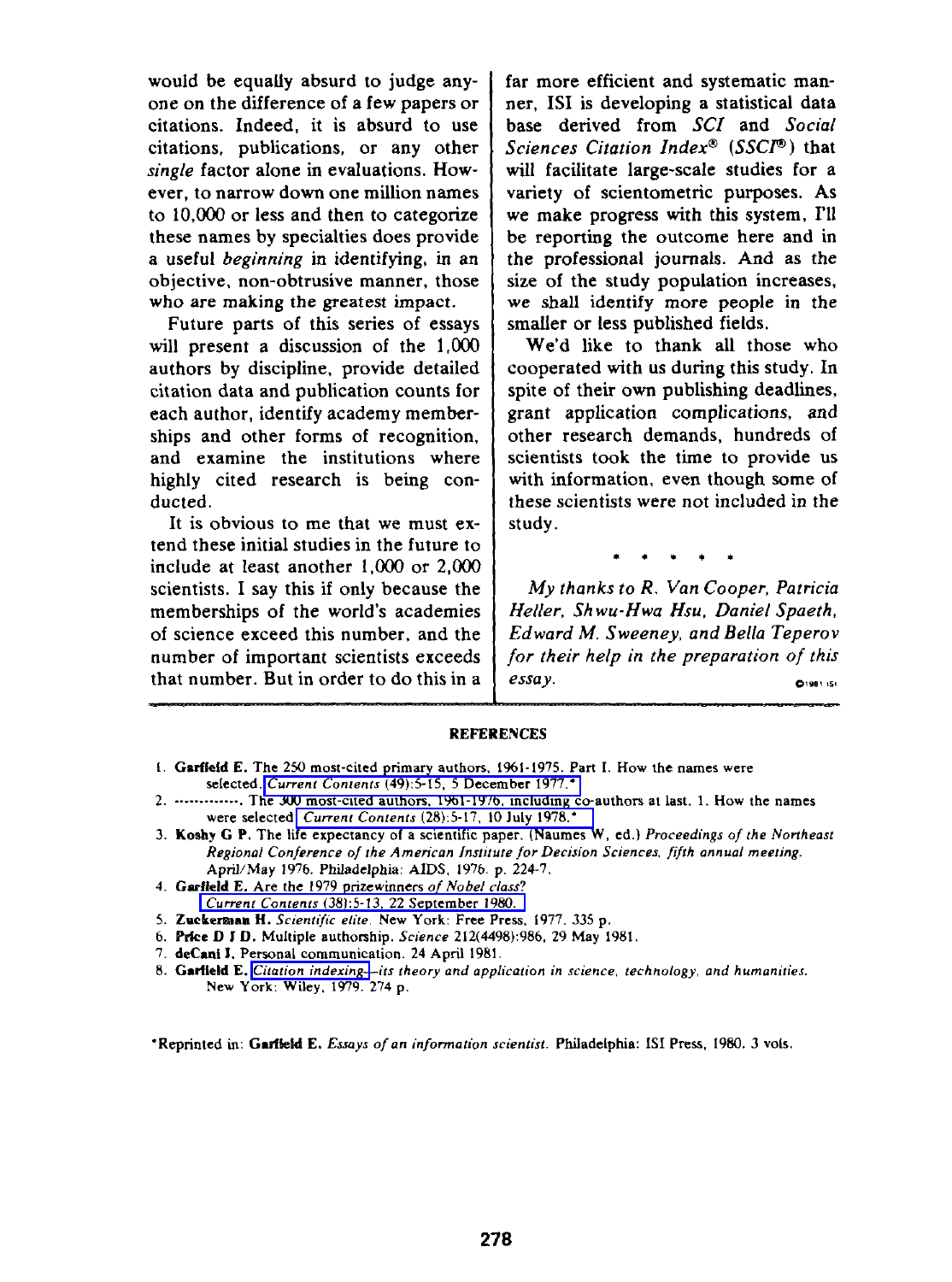would be equally absurd to judge anyone on the difference of a few papers or citations. Indeed, it is absurd to use citations, publications, or any other *single* factor alone in evaluations. However, to narrow down one million names to 10,000 or less and then to categorize these names by specialties does provide a useful *beginning* in identifying, in an objective, non-obtrusive manner, those who are making the greatest impact.

Future parts of this series of essays will present a discussion of the 1,000 authors by discipline, provide detailed citation data and publication counts for each author, identify academy memberships and other forms of recognition, and examine the institutions where highly cited research is being conducted.

It is obvious to me that we must extend these initial studies in the future to include at least another 1,000 or 2,000 scientists. I say this if only because the memberships of the world's academies of science exceed this number, and the number of important scientists exceeds that number. But in order to do this in a far more efficient and systematic manner, ISI is developing a statistical data base derived from *SCI* and *Social Sciences Citation Index®* (*SSCI®*) that will facilitate large-scale studies for a variety of scientometric purposes. As we make progress with this system, I'll be reporting the outcome here and in the professional journals. And as the size of the study population increases, we shall identify more people in the smaller or less published fields.

We'd like to thank all those who cooperated with us during this study. In spite of their own publishing deadlines, grant application complications, and other research demands, hundreds of scientists took the time to provide us with information, even though some of these scientists were not included in the study.

\* \* \* \* \*

*My thanks to R. Van Cooper, Patricia Heller, Shwu-Hwa Hsu, Daniel Spaeth, Edward M. Sweeney, and Bella Teperov for their help in the preparation of this essay.*

©1981 ISI

## REFERENCES

1. **Garfield E.** The 250 most-cited primary authors, 1961-1975. Part I. How the names were selected. *Current Contents* (49):5-15, 5 December 1977.*
2. ------------. The 300 most-cited authors, 1961-1976, including co-authors at last. 1. How the names were selected. *Current Contents* (28):5-17, 10 July 1978.*
3. **Koshy G P.** The life expectancy of a scientific paper. (Naumes W, ed.) *Proceedings of the Northeast Regional Conference of the American Institute for Decision Sciences, fifth annual meeting.* April/May 1976. Philadelphia: AIDS, 1976. p. 224-7.
4. **Garfield E.** Are the 1979 prizewinners *of Nobel class? Current Contents* (38):5-13, 22 September 1980.
5. **Zuckerman H.** *Scientific elite.* New York: Free Press, 1977. 335 p.
6. **Price D J D.** Multiple authorship. *Science* 212(4498):986, 29 May 1981.
7. **deCani J.** Personal communication. 24 April 1981.
8. **Garfield E.** *Citation indexing—its theory and application in science, technology, and humanities.* New York: Wiley, 1979. 274 p.

*Reprinted in: **Garfield E.** *Essays of an information scientist.* Philadelphia: ISI Press, 1980. 3 vols.